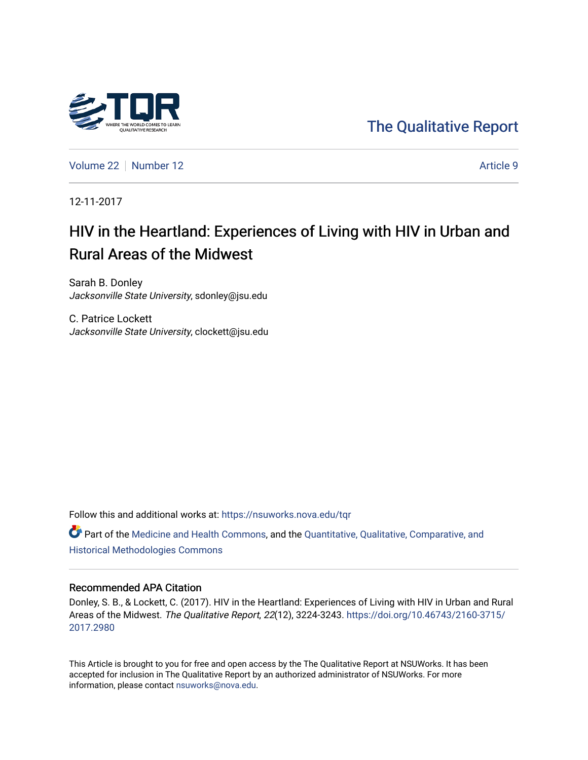The Qualitative Report

Volume 22 | Number 12 | Article 9

12-11-2017

# HIV in the Heartland: Experiences of Living with HIV in Urban and Rural Areas of the Midwest

Sarah B. Donley
*Jacksonville State University*, sdonley@jsu.edu

C. Patrice Lockett
*Jacksonville State University*, clockett@jsu.edu

Follow this and additional works at: https://nsuworks.nova.edu/tqr

Part of the Medicine and Health Commons, and the Quantitative, Qualitative, Comparative, and Historical Methodologies Commons

## Recommended APA Citation

Donley, S. B., & Lockett, C. (2017). HIV in the Heartland: Experiences of Living with HIV in Urban and Rural Areas of the Midwest. *The Qualitative Report*, *22*(12), 3224-3243. https://doi.org/10.46743/2160-3715/2017.2980

This Article is brought to you for free and open access by the The Qualitative Report at NSUWorks. It has been accepted for inclusion in The Qualitative Report by an authorized administrator of NSUWorks. For more information, please contact nsuworks@nova.edu.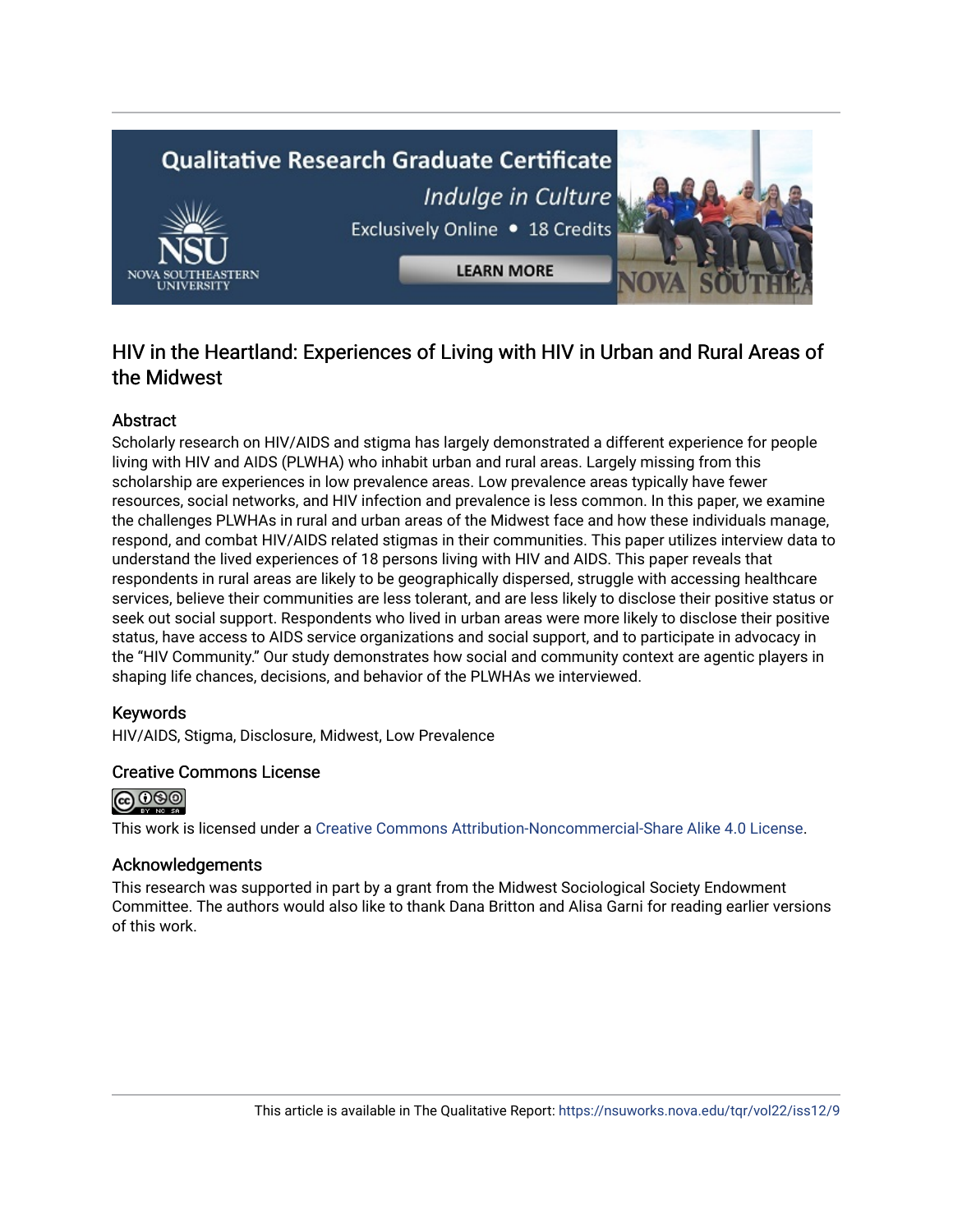# HIV in the Heartland: Experiences of Living with HIV in Urban and Rural Areas of the Midwest

## Abstract

Scholarly research on HIV/AIDS and stigma has largely demonstrated a different experience for people living with HIV and AIDS (PLWHA) who inhabit urban and rural areas. Largely missing from this scholarship are experiences in low prevalence areas. Low prevalence areas typically have fewer resources, social networks, and HIV infection and prevalence is less common. In this paper, we examine the challenges PLWHAs in rural and urban areas of the Midwest face and how these individuals manage, respond, and combat HIV/AIDS related stigmas in their communities. This paper utilizes interview data to understand the lived experiences of 18 persons living with HIV and AIDS. This paper reveals that respondents in rural areas are likely to be geographically dispersed, struggle with accessing healthcare services, believe their communities are less tolerant, and are less likely to disclose their positive status or seek out social support. Respondents who lived in urban areas were more likely to disclose their positive status, have access to AIDS service organizations and social support, and to participate in advocacy in the "HIV Community." Our study demonstrates how social and community context are agentic players in shaping life chances, decisions, and behavior of the PLWHAs we interviewed.

## Keywords

HIV/AIDS, Stigma, Disclosure, Midwest, Low Prevalence

## Creative Commons License

This work is licensed under a Creative Commons Attribution-Noncommercial-Share Alike 4.0 License.

## Acknowledgements

This research was supported in part by a grant from the Midwest Sociological Society Endowment Committee. The authors would also like to thank Dana Britton and Alisa Garni for reading earlier versions of this work.

This article is available in The Qualitative Report: https://nsuworks.nova.edu/tqr/vol22/iss12/9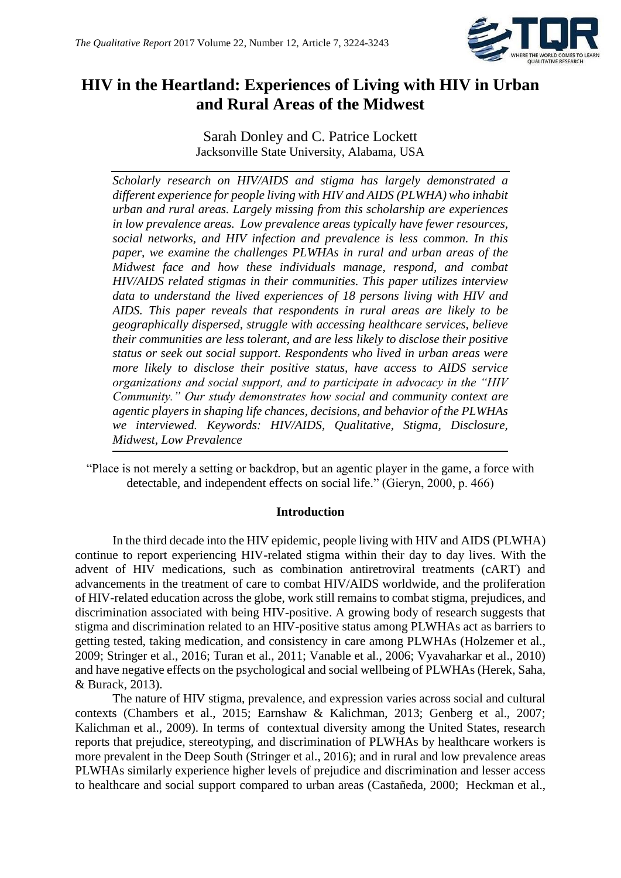# HIV in the Heartland: Experiences of Living with HIV in Urban and Rural Areas of the Midwest

Sarah Donley and C. Patrice Lockett
Jacksonville State University, Alabama, USA

*Scholarly research on HIV/AIDS and stigma has largely demonstrated a different experience for people living with HIV and AIDS (PLWHA) who inhabit urban and rural areas. Largely missing from this scholarship are experiences in low prevalence areas. Low prevalence areas typically have fewer resources, social networks, and HIV infection and prevalence is less common. In this paper, we examine the challenges PLWHAs in rural and urban areas of the Midwest face and how these individuals manage, respond, and combat HIV/AIDS related stigmas in their communities. This paper utilizes interview data to understand the lived experiences of 18 persons living with HIV and AIDS. This paper reveals that respondents in rural areas are likely to be geographically dispersed, struggle with accessing healthcare services, believe their communities are less tolerant, and are less likely to disclose their positive status or seek out social support. Respondents who lived in urban areas were more likely to disclose their positive status, have access to AIDS service organizations and social support, and to participate in advocacy in the "HIV Community." Our study demonstrates how social and community context are agentic players in shaping life chances, decisions, and behavior of the PLWHAs we interviewed. Keywords: HIV/AIDS, Qualitative, Stigma, Disclosure, Midwest, Low Prevalence*

"Place is not merely a setting or backdrop, but an agentic player in the game, a force with detectable, and independent effects on social life." (Gieryn, 2000, p. 466)

## Introduction

In the third decade into the HIV epidemic, people living with HIV and AIDS (PLWHA) continue to report experiencing HIV-related stigma within their day to day lives. With the advent of HIV medications, such as combination antiretroviral treatments (cART) and advancements in the treatment of care to combat HIV/AIDS worldwide, and the proliferation of HIV-related education across the globe, work still remains to combat stigma, prejudices, and discrimination associated with being HIV-positive. A growing body of research suggests that stigma and discrimination related to an HIV-positive status among PLWHAs act as barriers to getting tested, taking medication, and consistency in care among PLWHAs (Holzemer et al., 2009; Stringer et al., 2016; Turan et al., 2011; Vanable et al., 2006; Vyavaharkar et al., 2010) and have negative effects on the psychological and social wellbeing of PLWHAs (Herek, Saha, & Burack, 2013).

The nature of HIV stigma, prevalence, and expression varies across social and cultural contexts (Chambers et al., 2015; Earnshaw & Kalichman, 2013; Genberg et al., 2007; Kalichman et al., 2009). In terms of contextual diversity among the United States, research reports that prejudice, stereotyping, and discrimination of PLWHAs by healthcare workers is more prevalent in the Deep South (Stringer et al., 2016); and in rural and low prevalence areas PLWHAs similarly experience higher levels of prejudice and discrimination and lesser access to healthcare and social support compared to urban areas (Castañeda, 2000; Heckman et al.,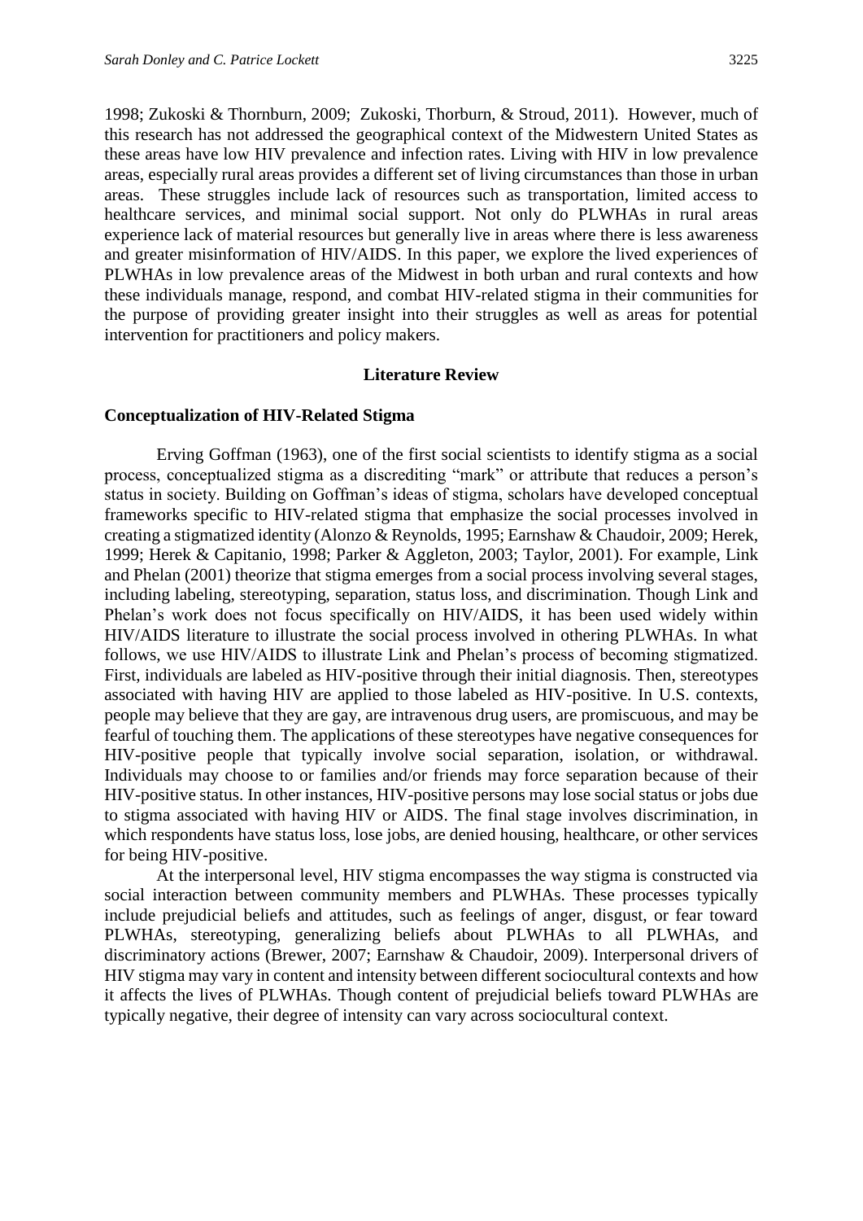1998; Zukoski & Thornburn, 2009; Zukoski, Thorburn, & Stroud, 2011). However, much of this research has not addressed the geographical context of the Midwestern United States as these areas have low HIV prevalence and infection rates. Living with HIV in low prevalence areas, especially rural areas provides a different set of living circumstances than those in urban areas. These struggles include lack of resources such as transportation, limited access to healthcare services, and minimal social support. Not only do PLWHAs in rural areas experience lack of material resources but generally live in areas where there is less awareness and greater misinformation of HIV/AIDS. In this paper, we explore the lived experiences of PLWHAs in low prevalence areas of the Midwest in both urban and rural contexts and how these individuals manage, respond, and combat HIV-related stigma in their communities for the purpose of providing greater insight into their struggles as well as areas for potential intervention for practitioners and policy makers.

## Literature Review

### Conceptualization of HIV-Related Stigma

Erving Goffman (1963), one of the first social scientists to identify stigma as a social process, conceptualized stigma as a discrediting "mark" or attribute that reduces a person's status in society. Building on Goffman's ideas of stigma, scholars have developed conceptual frameworks specific to HIV-related stigma that emphasize the social processes involved in creating a stigmatized identity (Alonzo & Reynolds, 1995; Earnshaw & Chaudoir, 2009; Herek, 1999; Herek & Capitanio, 1998; Parker & Aggleton, 2003; Taylor, 2001). For example, Link and Phelan (2001) theorize that stigma emerges from a social process involving several stages, including labeling, stereotyping, separation, status loss, and discrimination. Though Link and Phelan's work does not focus specifically on HIV/AIDS, it has been used widely within HIV/AIDS literature to illustrate the social process involved in othering PLWHAs. In what follows, we use HIV/AIDS to illustrate Link and Phelan's process of becoming stigmatized. First, individuals are labeled as HIV-positive through their initial diagnosis. Then, stereotypes associated with having HIV are applied to those labeled as HIV-positive. In U.S. contexts, people may believe that they are gay, are intravenous drug users, are promiscuous, and may be fearful of touching them. The applications of these stereotypes have negative consequences for HIV-positive people that typically involve social separation, isolation, or withdrawal. Individuals may choose to or families and/or friends may force separation because of their HIV-positive status. In other instances, HIV-positive persons may lose social status or jobs due to stigma associated with having HIV or AIDS. The final stage involves discrimination, in which respondents have status loss, lose jobs, are denied housing, healthcare, or other services for being HIV-positive.

At the interpersonal level, HIV stigma encompasses the way stigma is constructed via social interaction between community members and PLWHAs. These processes typically include prejudicial beliefs and attitudes, such as feelings of anger, disgust, or fear toward PLWHAs, stereotyping, generalizing beliefs about PLWHAs to all PLWHAs, and discriminatory actions (Brewer, 2007; Earnshaw & Chaudoir, 2009). Interpersonal drivers of HIV stigma may vary in content and intensity between different sociocultural contexts and how it affects the lives of PLWHAs. Though content of prejudicial beliefs toward PLWHAs are typically negative, their degree of intensity can vary across sociocultural context.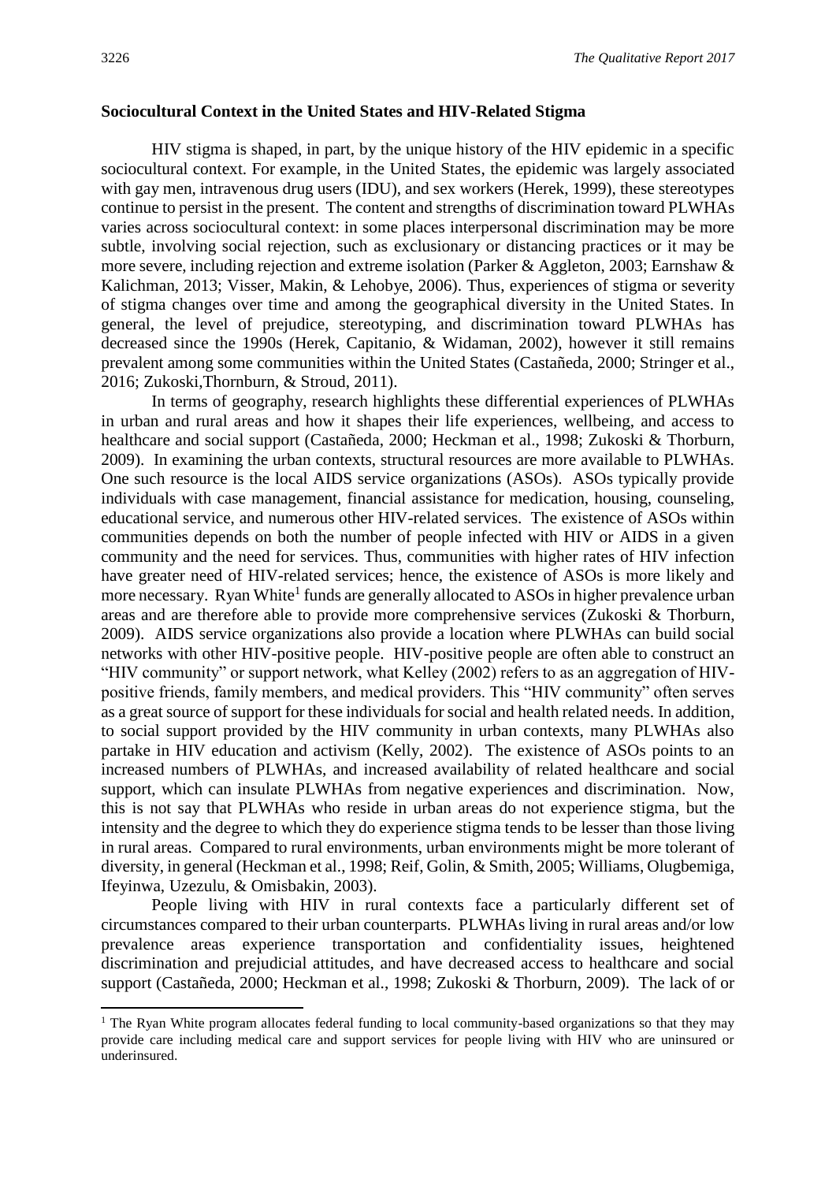**Sociocultural Context in the United States and HIV-Related Stigma**

HIV stigma is shaped, in part, by the unique history of the HIV epidemic in a specific sociocultural context. For example, in the United States, the epidemic was largely associated with gay men, intravenous drug users (IDU), and sex workers (Herek, 1999), these stereotypes continue to persist in the present. The content and strengths of discrimination toward PLWHAs varies across sociocultural context: in some places interpersonal discrimination may be more subtle, involving social rejection, such as exclusionary or distancing practices or it may be more severe, including rejection and extreme isolation (Parker & Aggleton, 2003; Earnshaw & Kalichman, 2013; Visser, Makin, & Lehobye, 2006). Thus, experiences of stigma or severity of stigma changes over time and among the geographical diversity in the United States. In general, the level of prejudice, stereotyping, and discrimination toward PLWHAs has decreased since the 1990s (Herek, Capitanio, & Widaman, 2002), however it still remains prevalent among some communities within the United States (Castañeda, 2000; Stringer et al., 2016; Zukoski,Thornburn, & Stroud, 2011).

In terms of geography, research highlights these differential experiences of PLWHAs in urban and rural areas and how it shapes their life experiences, wellbeing, and access to healthcare and social support (Castañeda, 2000; Heckman et al., 1998; Zukoski & Thorburn, 2009). In examining the urban contexts, structural resources are more available to PLWHAs. One such resource is the local AIDS service organizations (ASOs). ASOs typically provide individuals with case management, financial assistance for medication, housing, counseling, educational service, and numerous other HIV-related services. The existence of ASOs within communities depends on both the number of people infected with HIV or AIDS in a given community and the need for services. Thus, communities with higher rates of HIV infection have greater need of HIV-related services; hence, the existence of ASOs is more likely and more necessary. Ryan White[1] funds are generally allocated to ASOs in higher prevalence urban areas and are therefore able to provide more comprehensive services (Zukoski & Thorburn, 2009). AIDS service organizations also provide a location where PLWHAs can build social networks with other HIV-positive people. HIV-positive people are often able to construct an "HIV community" or support network, what Kelley (2002) refers to as an aggregation of HIV-positive friends, family members, and medical providers. This "HIV community" often serves as a great source of support for these individuals for social and health related needs. In addition, to social support provided by the HIV community in urban contexts, many PLWHAs also partake in HIV education and activism (Kelly, 2002). The existence of ASOs points to an increased numbers of PLWHAs, and increased availability of related healthcare and social support, which can insulate PLWHAs from negative experiences and discrimination. Now, this is not say that PLWHAs who reside in urban areas do not experience stigma, but the intensity and the degree to which they do experience stigma tends to be lesser than those living in rural areas. Compared to rural environments, urban environments might be more tolerant of diversity, in general (Heckman et al., 1998; Reif, Golin, & Smith, 2005; Williams, Olugbemiga, Ifeyinwa, Uzezulu, & Omisbakin, 2003).

People living with HIV in rural contexts face a particularly different set of circumstances compared to their urban counterparts. PLWHAs living in rural areas and/or low prevalence areas experience transportation and confidentiality issues, heightened discrimination and prejudicial attitudes, and have decreased access to healthcare and social support (Castañeda, 2000; Heckman et al., 1998; Zukoski & Thorburn, 2009). The lack of or

[1] The Ryan White program allocates federal funding to local community-based organizations so that they may provide care including medical care and support services for people living with HIV who are uninsured or underinsured.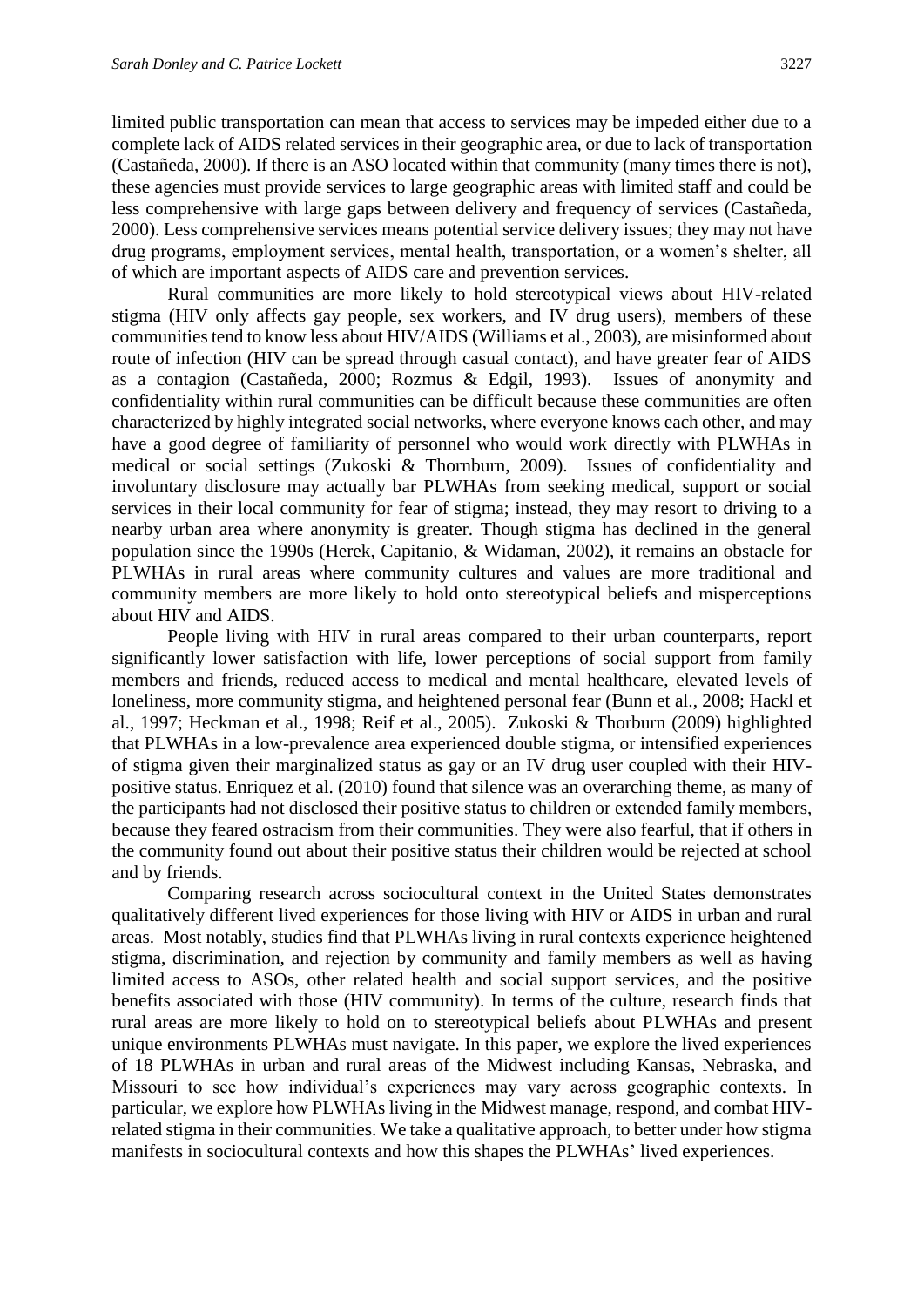limited public transportation can mean that access to services may be impeded either due to a complete lack of AIDS related services in their geographic area, or due to lack of transportation (Castañeda, 2000). If there is an ASO located within that community (many times there is not), these agencies must provide services to large geographic areas with limited staff and could be less comprehensive with large gaps between delivery and frequency of services (Castañeda, 2000). Less comprehensive services means potential service delivery issues; they may not have drug programs, employment services, mental health, transportation, or a women's shelter, all of which are important aspects of AIDS care and prevention services.

Rural communities are more likely to hold stereotypical views about HIV-related stigma (HIV only affects gay people, sex workers, and IV drug users), members of these communities tend to know less about HIV/AIDS (Williams et al., 2003), are misinformed about route of infection (HIV can be spread through casual contact), and have greater fear of AIDS as a contagion (Castañeda, 2000; Rozmus & Edgil, 1993). Issues of anonymity and confidentiality within rural communities can be difficult because these communities are often characterized by highly integrated social networks, where everyone knows each other, and may have a good degree of familiarity of personnel who would work directly with PLWHAs in medical or social settings (Zukoski & Thornburn, 2009). Issues of confidentiality and involuntary disclosure may actually bar PLWHAs from seeking medical, support or social services in their local community for fear of stigma; instead, they may resort to driving to a nearby urban area where anonymity is greater. Though stigma has declined in the general population since the 1990s (Herek, Capitanio, & Widaman, 2002), it remains an obstacle for PLWHAs in rural areas where community cultures and values are more traditional and community members are more likely to hold onto stereotypical beliefs and misperceptions about HIV and AIDS.

People living with HIV in rural areas compared to their urban counterparts, report significantly lower satisfaction with life, lower perceptions of social support from family members and friends, reduced access to medical and mental healthcare, elevated levels of loneliness, more community stigma, and heightened personal fear (Bunn et al., 2008; Hackl et al., 1997; Heckman et al., 1998; Reif et al., 2005). Zukoski & Thorburn (2009) highlighted that PLWHAs in a low-prevalence area experienced double stigma, or intensified experiences of stigma given their marginalized status as gay or an IV drug user coupled with their HIV-positive status. Enriquez et al. (2010) found that silence was an overarching theme, as many of the participants had not disclosed their positive status to children or extended family members, because they feared ostracism from their communities. They were also fearful, that if others in the community found out about their positive status their children would be rejected at school and by friends.

Comparing research across sociocultural context in the United States demonstrates qualitatively different lived experiences for those living with HIV or AIDS in urban and rural areas. Most notably, studies find that PLWHAs living in rural contexts experience heightened stigma, discrimination, and rejection by community and family members as well as having limited access to ASOs, other related health and social support services, and the positive benefits associated with those (HIV community). In terms of the culture, research finds that rural areas are more likely to hold on to stereotypical beliefs about PLWHAs and present unique environments PLWHAs must navigate. In this paper, we explore the lived experiences of 18 PLWHAs in urban and rural areas of the Midwest including Kansas, Nebraska, and Missouri to see how individual's experiences may vary across geographic contexts. In particular, we explore how PLWHAs living in the Midwest manage, respond, and combat HIV-related stigma in their communities. We take a qualitative approach, to better under how stigma manifests in sociocultural contexts and how this shapes the PLWHAs' lived experiences.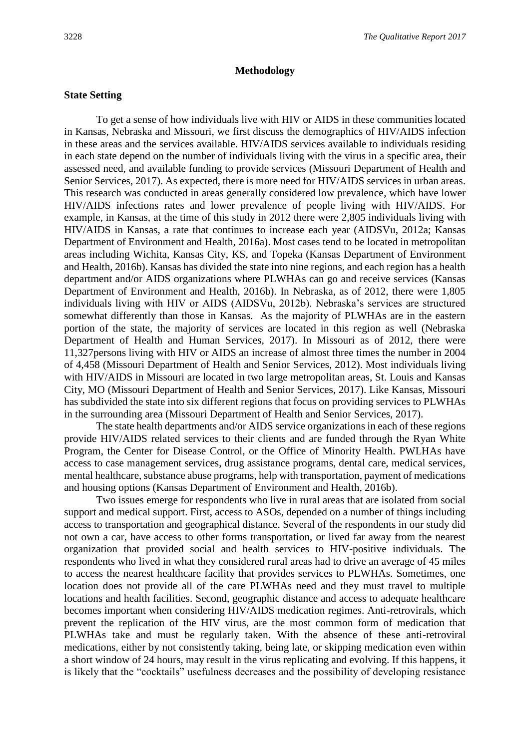## Methodology

### State Setting

To get a sense of how individuals live with HIV or AIDS in these communities located in Kansas, Nebraska and Missouri, we first discuss the demographics of HIV/AIDS infection in these areas and the services available. HIV/AIDS services available to individuals residing in each state depend on the number of individuals living with the virus in a specific area, their assessed need, and available funding to provide services (Missouri Department of Health and Senior Services, 2017). As expected, there is more need for HIV/AIDS services in urban areas. This research was conducted in areas generally considered low prevalence, which have lower HIV/AIDS infections rates and lower prevalence of people living with HIV/AIDS. For example, in Kansas, at the time of this study in 2012 there were 2,805 individuals living with HIV/AIDS in Kansas, a rate that continues to increase each year (AIDSVu, 2012a; Kansas Department of Environment and Health, 2016a). Most cases tend to be located in metropolitan areas including Wichita, Kansas City, KS, and Topeka (Kansas Department of Environment and Health, 2016b). Kansas has divided the state into nine regions, and each region has a health department and/or AIDS organizations where PLWHAs can go and receive services (Kansas Department of Environment and Health, 2016b). In Nebraska, as of 2012, there were 1,805 individuals living with HIV or AIDS (AIDSVu, 2012b). Nebraska's services are structured somewhat differently than those in Kansas. As the majority of PLWHAs are in the eastern portion of the state, the majority of services are located in this region as well (Nebraska Department of Health and Human Services, 2017). In Missouri as of 2012, there were 11,327persons living with HIV or AIDS an increase of almost three times the number in 2004 of 4,458 (Missouri Department of Health and Senior Services, 2012). Most individuals living with HIV/AIDS in Missouri are located in two large metropolitan areas, St. Louis and Kansas City, MO (Missouri Department of Health and Senior Services, 2017). Like Kansas, Missouri has subdivided the state into six different regions that focus on providing services to PLWHAs in the surrounding area (Missouri Department of Health and Senior Services, 2017).

The state health departments and/or AIDS service organizations in each of these regions provide HIV/AIDS related services to their clients and are funded through the Ryan White Program, the Center for Disease Control, or the Office of Minority Health. PWLHAs have access to case management services, drug assistance programs, dental care, medical services, mental healthcare, substance abuse programs, help with transportation, payment of medications and housing options (Kansas Department of Environment and Health, 2016b).

Two issues emerge for respondents who live in rural areas that are isolated from social support and medical support. First, access to ASOs, depended on a number of things including access to transportation and geographical distance. Several of the respondents in our study did not own a car, have access to other forms transportation, or lived far away from the nearest organization that provided social and health services to HIV-positive individuals. The respondents who lived in what they considered rural areas had to drive an average of 45 miles to access the nearest healthcare facility that provides services to PLWHAs. Sometimes, one location does not provide all of the care PLWHAs need and they must travel to multiple locations and health facilities. Second, geographic distance and access to adequate healthcare becomes important when considering HIV/AIDS medication regimes. Anti-retrovirals, which prevent the replication of the HIV virus, are the most common form of medication that PLWHAs take and must be regularly taken. With the absence of these anti-retroviral medications, either by not consistently taking, being late, or skipping medication even within a short window of 24 hours, may result in the virus replicating and evolving. If this happens, it is likely that the "cocktails" usefulness decreases and the possibility of developing resistance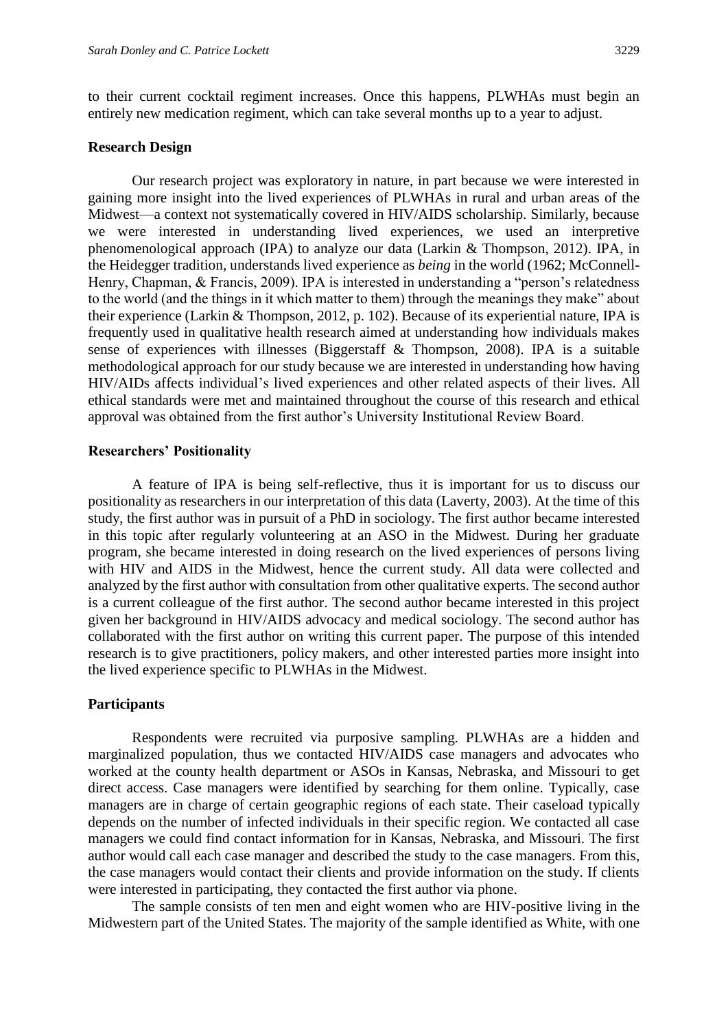to their current cocktail regiment increases. Once this happens, PLWHAs must begin an entirely new medication regiment, which can take several months up to a year to adjust.

### Research Design

Our research project was exploratory in nature, in part because we were interested in gaining more insight into the lived experiences of PLWHAs in rural and urban areas of the Midwest—a context not systematically covered in HIV/AIDS scholarship. Similarly, because we were interested in understanding lived experiences, we used an interpretive phenomenological approach (IPA) to analyze our data (Larkin & Thompson, 2012). IPA, in the Heidegger tradition, understands lived experience as *being* in the world (1962; McConnell-Henry, Chapman, & Francis, 2009). IPA is interested in understanding a "person's relatedness to the world (and the things in it which matter to them) through the meanings they make" about their experience (Larkin & Thompson, 2012, p. 102). Because of its experiential nature, IPA is frequently used in qualitative health research aimed at understanding how individuals makes sense of experiences with illnesses (Biggerstaff & Thompson, 2008). IPA is a suitable methodological approach for our study because we are interested in understanding how having HIV/AIDs affects individual's lived experiences and other related aspects of their lives. All ethical standards were met and maintained throughout the course of this research and ethical approval was obtained from the first author's University Institutional Review Board.

### Researchers' Positionality

A feature of IPA is being self-reflective, thus it is important for us to discuss our positionality as researchers in our interpretation of this data (Laverty, 2003). At the time of this study, the first author was in pursuit of a PhD in sociology. The first author became interested in this topic after regularly volunteering at an ASO in the Midwest. During her graduate program, she became interested in doing research on the lived experiences of persons living with HIV and AIDS in the Midwest, hence the current study. All data were collected and analyzed by the first author with consultation from other qualitative experts. The second author is a current colleague of the first author. The second author became interested in this project given her background in HIV/AIDS advocacy and medical sociology. The second author has collaborated with the first author on writing this current paper. The purpose of this intended research is to give practitioners, policy makers, and other interested parties more insight into the lived experience specific to PLWHAs in the Midwest.

### Participants

Respondents were recruited via purposive sampling. PLWHAs are a hidden and marginalized population, thus we contacted HIV/AIDS case managers and advocates who worked at the county health department or ASOs in Kansas, Nebraska, and Missouri to get direct access. Case managers were identified by searching for them online. Typically, case managers are in charge of certain geographic regions of each state. Their caseload typically depends on the number of infected individuals in their specific region. We contacted all case managers we could find contact information for in Kansas, Nebraska, and Missouri. The first author would call each case manager and described the study to the case managers. From this, the case managers would contact their clients and provide information on the study. If clients were interested in participating, they contacted the first author via phone.

The sample consists of ten men and eight women who are HIV-positive living in the Midwestern part of the United States. The majority of the sample identified as White, with one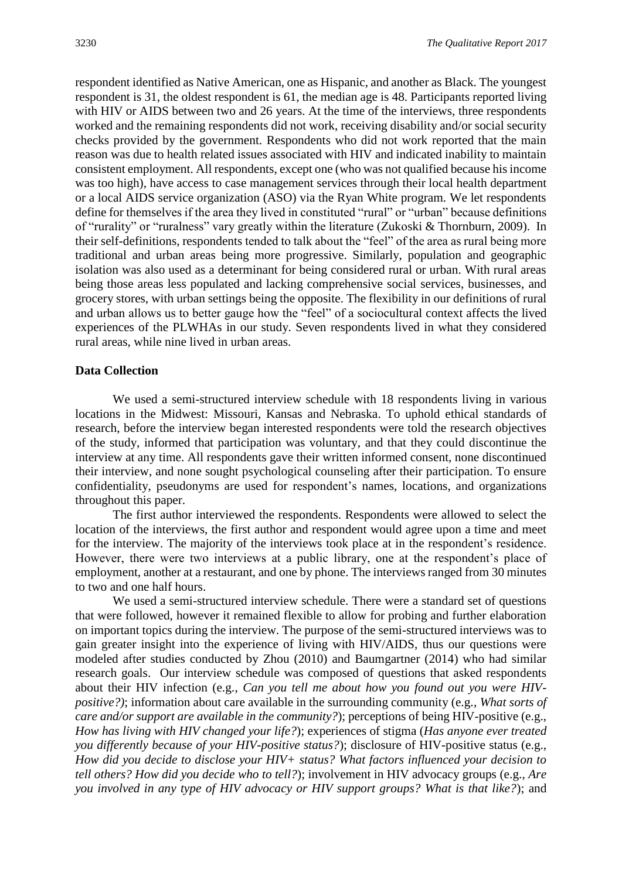respondent identified as Native American, one as Hispanic, and another as Black. The youngest respondent is 31, the oldest respondent is 61, the median age is 48. Participants reported living with HIV or AIDS between two and 26 years. At the time of the interviews, three respondents worked and the remaining respondents did not work, receiving disability and/or social security checks provided by the government. Respondents who did not work reported that the main reason was due to health related issues associated with HIV and indicated inability to maintain consistent employment. All respondents, except one (who was not qualified because his income was too high), have access to case management services through their local health department or a local AIDS service organization (ASO) via the Ryan White program. We let respondents define for themselves if the area they lived in constituted "rural" or "urban" because definitions of "rurality" or "ruralness" vary greatly within the literature (Zukoski & Thornburn, 2009). In their self-definitions, respondents tended to talk about the "feel" of the area as rural being more traditional and urban areas being more progressive. Similarly, population and geographic isolation was also used as a determinant for being considered rural or urban. With rural areas being those areas less populated and lacking comprehensive social services, businesses, and grocery stores, with urban settings being the opposite. The flexibility in our definitions of rural and urban allows us to better gauge how the "feel" of a sociocultural context affects the lived experiences of the PLWHAs in our study. Seven respondents lived in what they considered rural areas, while nine lived in urban areas.

**Data Collection**

We used a semi-structured interview schedule with 18 respondents living in various locations in the Midwest: Missouri, Kansas and Nebraska. To uphold ethical standards of research, before the interview began interested respondents were told the research objectives of the study, informed that participation was voluntary, and that they could discontinue the interview at any time. All respondents gave their written informed consent, none discontinued their interview, and none sought psychological counseling after their participation. To ensure confidentiality, pseudonyms are used for respondent's names, locations, and organizations throughout this paper.

The first author interviewed the respondents. Respondents were allowed to select the location of the interviews, the first author and respondent would agree upon a time and meet for the interview. The majority of the interviews took place at in the respondent's residence. However, there were two interviews at a public library, one at the respondent's place of employment, another at a restaurant, and one by phone. The interviews ranged from 30 minutes to two and one half hours.

We used a semi-structured interview schedule. There were a standard set of questions that were followed, however it remained flexible to allow for probing and further elaboration on important topics during the interview. The purpose of the semi-structured interviews was to gain greater insight into the experience of living with HIV/AIDS, thus our questions were modeled after studies conducted by Zhou (2010) and Baumgartner (2014) who had similar research goals. Our interview schedule was composed of questions that asked respondents about their HIV infection (e.g., *Can you tell me about how you found out you were HIV-positive?)*; information about care available in the surrounding community (e.g., *What sorts of care and/or support are available in the community?*); perceptions of being HIV-positive (e.g., *How has living with HIV changed your life?*); experiences of stigma (*Has anyone ever treated you differently because of your HIV-positive status?*); disclosure of HIV-positive status (e.g., *How did you decide to disclose your HIV+ status? What factors influenced your decision to tell others? How did you decide who to tell?*); involvement in HIV advocacy groups (e.g., *Are you involved in any type of HIV advocacy or HIV support groups? What is that like?*); and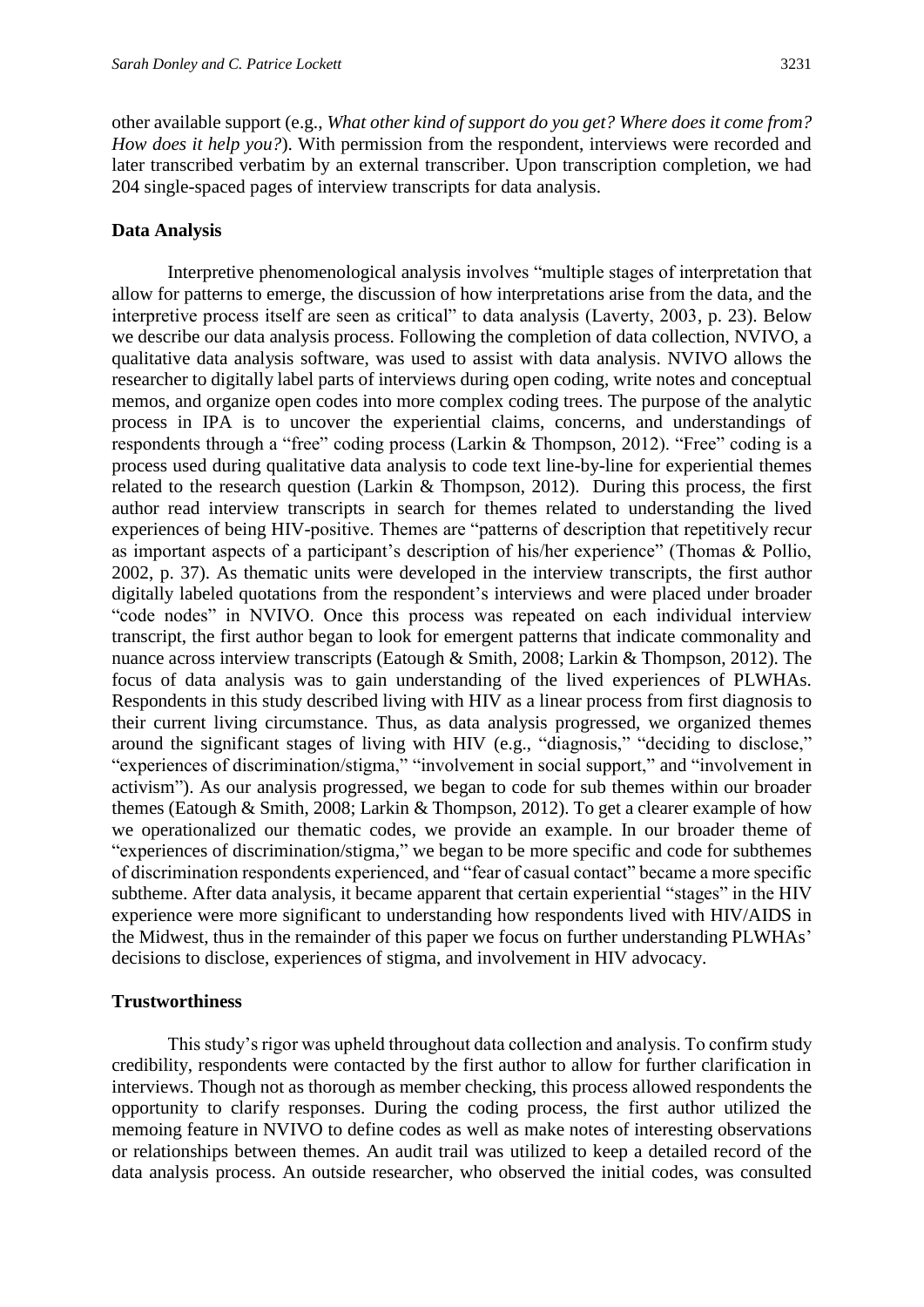other available support (e.g., *What other kind of support do you get? Where does it come from? How does it help you?*). With permission from the respondent, interviews were recorded and later transcribed verbatim by an external transcriber. Upon transcription completion, we had 204 single-spaced pages of interview transcripts for data analysis.

## Data Analysis

Interpretive phenomenological analysis involves "multiple stages of interpretation that allow for patterns to emerge, the discussion of how interpretations arise from the data, and the interpretive process itself are seen as critical" to data analysis (Laverty, 2003, p. 23). Below we describe our data analysis process. Following the completion of data collection, NVIVO, a qualitative data analysis software, was used to assist with data analysis. NVIVO allows the researcher to digitally label parts of interviews during open coding, write notes and conceptual memos, and organize open codes into more complex coding trees. The purpose of the analytic process in IPA is to uncover the experiential claims, concerns, and understandings of respondents through a "free" coding process (Larkin & Thompson, 2012). "Free" coding is a process used during qualitative data analysis to code text line-by-line for experiential themes related to the research question (Larkin & Thompson, 2012). During this process, the first author read interview transcripts in search for themes related to understanding the lived experiences of being HIV-positive. Themes are "patterns of description that repetitively recur as important aspects of a participant's description of his/her experience" (Thomas & Pollio, 2002, p. 37). As thematic units were developed in the interview transcripts, the first author digitally labeled quotations from the respondent's interviews and were placed under broader "code nodes" in NVIVO. Once this process was repeated on each individual interview transcript, the first author began to look for emergent patterns that indicate commonality and nuance across interview transcripts (Eatough & Smith, 2008; Larkin & Thompson, 2012). The focus of data analysis was to gain understanding of the lived experiences of PLWHAs. Respondents in this study described living with HIV as a linear process from first diagnosis to their current living circumstance. Thus, as data analysis progressed, we organized themes around the significant stages of living with HIV (e.g., "diagnosis," "deciding to disclose," "experiences of discrimination/stigma," "involvement in social support," and "involvement in activism"). As our analysis progressed, we began to code for sub themes within our broader themes (Eatough & Smith, 2008; Larkin & Thompson, 2012). To get a clearer example of how we operationalized our thematic codes, we provide an example. In our broader theme of "experiences of discrimination/stigma," we began to be more specific and code for subthemes of discrimination respondents experienced, and "fear of casual contact" became a more specific subtheme. After data analysis, it became apparent that certain experiential "stages" in the HIV experience were more significant to understanding how respondents lived with HIV/AIDS in the Midwest, thus in the remainder of this paper we focus on further understanding PLWHAs' decisions to disclose, experiences of stigma, and involvement in HIV advocacy.

## Trustworthiness

This study's rigor was upheld throughout data collection and analysis. To confirm study credibility, respondents were contacted by the first author to allow for further clarification in interviews. Though not as thorough as member checking, this process allowed respondents the opportunity to clarify responses. During the coding process, the first author utilized the memoing feature in NVIVO to define codes as well as make notes of interesting observations or relationships between themes. An audit trail was utilized to keep a detailed record of the data analysis process. An outside researcher, who observed the initial codes, was consulted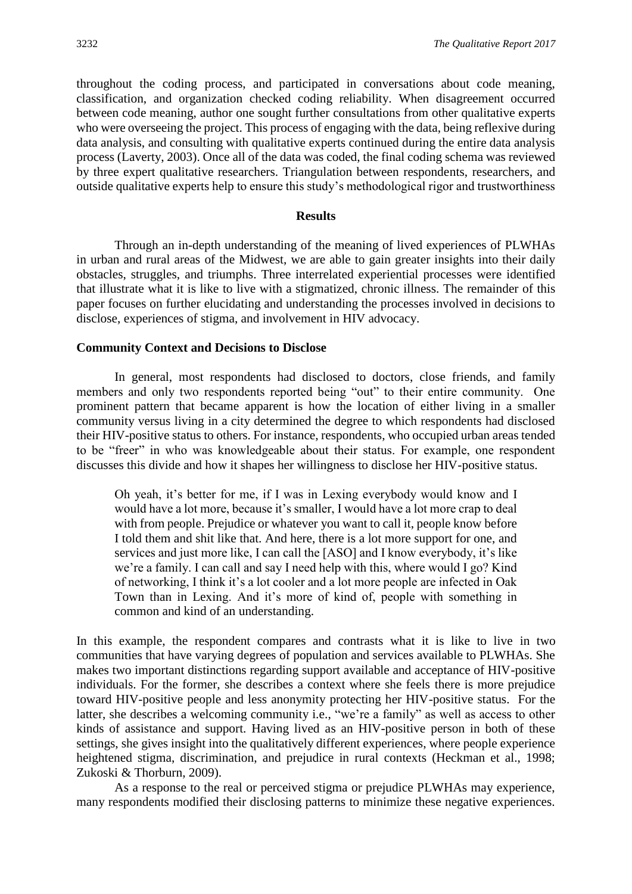throughout the coding process, and participated in conversations about code meaning, classification, and organization checked coding reliability. When disagreement occurred between code meaning, author one sought further consultations from other qualitative experts who were overseeing the project. This process of engaging with the data, being reflexive during data analysis, and consulting with qualitative experts continued during the entire data analysis process (Laverty, 2003). Once all of the data was coded, the final coding schema was reviewed by three expert qualitative researchers. Triangulation between respondents, researchers, and outside qualitative experts help to ensure this study's methodological rigor and trustworthiness

## Results

Through an in-depth understanding of the meaning of lived experiences of PLWHAs in urban and rural areas of the Midwest, we are able to gain greater insights into their daily obstacles, struggles, and triumphs. Three interrelated experiential processes were identified that illustrate what it is like to live with a stigmatized, chronic illness. The remainder of this paper focuses on further elucidating and understanding the processes involved in decisions to disclose, experiences of stigma, and involvement in HIV advocacy.

### Community Context and Decisions to Disclose

In general, most respondents had disclosed to doctors, close friends, and family members and only two respondents reported being "out" to their entire community. One prominent pattern that became apparent is how the location of either living in a smaller community versus living in a city determined the degree to which respondents had disclosed their HIV-positive status to others. For instance, respondents, who occupied urban areas tended to be "freer" in who was knowledgeable about their status. For example, one respondent discusses this divide and how it shapes her willingness to disclose her HIV-positive status.

> Oh yeah, it's better for me, if I was in Lexing everybody would know and I would have a lot more, because it's smaller, I would have a lot more crap to deal with from people. Prejudice or whatever you want to call it, people know before I told them and shit like that. And here, there is a lot more support for one, and services and just more like, I can call the [ASO] and I know everybody, it's like we're a family. I can call and say I need help with this, where would I go? Kind of networking, I think it's a lot cooler and a lot more people are infected in Oak Town than in Lexing. And it's more of kind of, people with something in common and kind of an understanding.

In this example, the respondent compares and contrasts what it is like to live in two communities that have varying degrees of population and services available to PLWHAs. She makes two important distinctions regarding support available and acceptance of HIV-positive individuals. For the former, she describes a context where she feels there is more prejudice toward HIV-positive people and less anonymity protecting her HIV-positive status. For the latter, she describes a welcoming community i.e., "we're a family" as well as access to other kinds of assistance and support. Having lived as an HIV-positive person in both of these settings, she gives insight into the qualitatively different experiences, where people experience heightened stigma, discrimination, and prejudice in rural contexts (Heckman et al., 1998; Zukoski & Thorburn, 2009).

As a response to the real or perceived stigma or prejudice PLWHAs may experience, many respondents modified their disclosing patterns to minimize these negative experiences.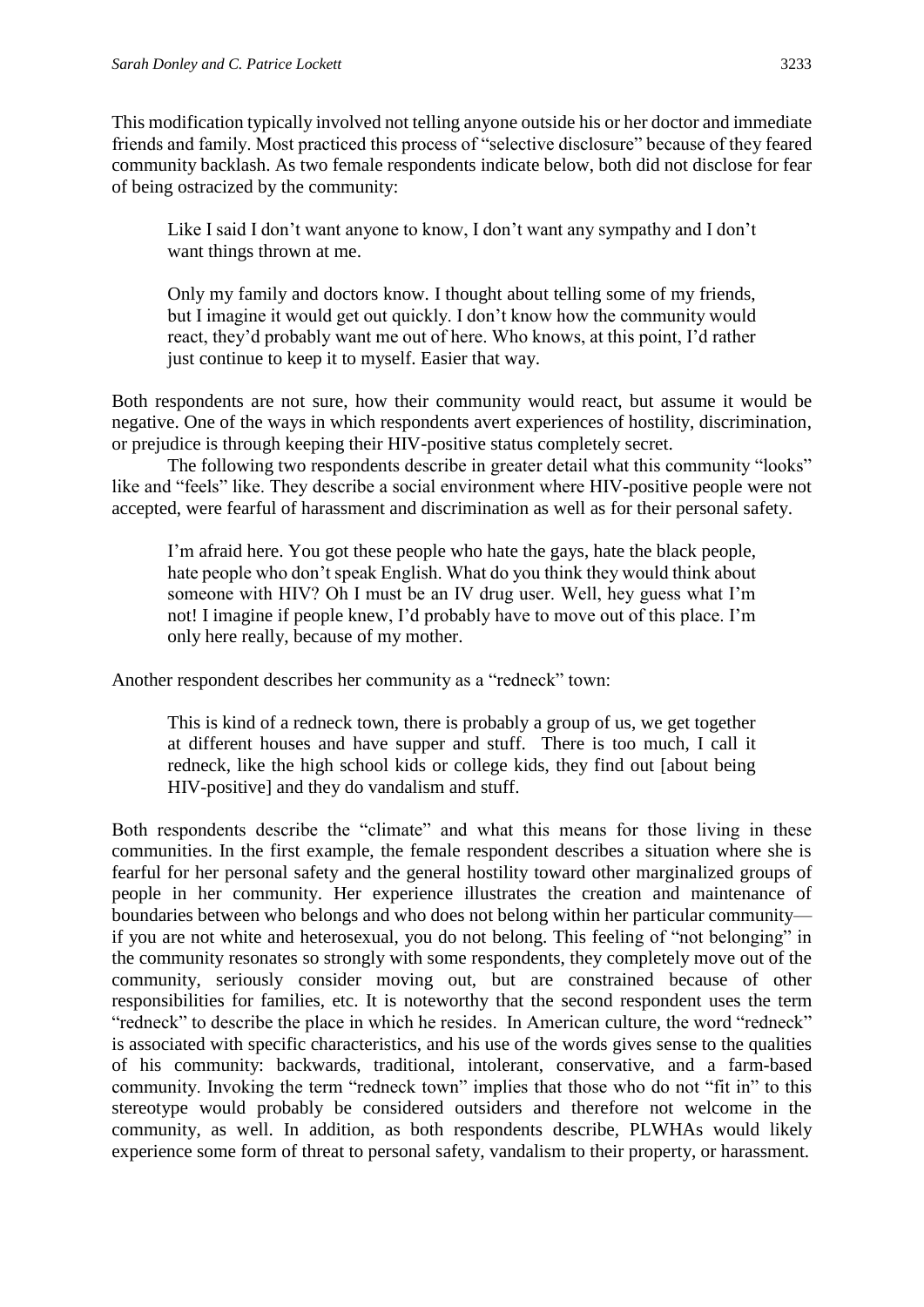This modification typically involved not telling anyone outside his or her doctor and immediate friends and family. Most practiced this process of "selective disclosure" because of they feared community backlash. As two female respondents indicate below, both did not disclose for fear of being ostracized by the community:

> Like I said I don't want anyone to know, I don't want any sympathy and I don't want things thrown at me.
>
> Only my family and doctors know. I thought about telling some of my friends, but I imagine it would get out quickly. I don't know how the community would react, they'd probably want me out of here. Who knows, at this point, I'd rather just continue to keep it to myself. Easier that way.

Both respondents are not sure, how their community would react, but assume it would be negative. One of the ways in which respondents avert experiences of hostility, discrimination, or prejudice is through keeping their HIV-positive status completely secret.

The following two respondents describe in greater detail what this community "looks" like and "feels" like. They describe a social environment where HIV-positive people were not accepted, were fearful of harassment and discrimination as well as for their personal safety.

> I'm afraid here. You got these people who hate the gays, hate the black people, hate people who don't speak English. What do you think they would think about someone with HIV? Oh I must be an IV drug user. Well, hey guess what I'm not! I imagine if people knew, I'd probably have to move out of this place. I'm only here really, because of my mother.

Another respondent describes her community as a "redneck" town:

> This is kind of a redneck town, there is probably a group of us, we get together at different houses and have supper and stuff. There is too much, I call it redneck, like the high school kids or college kids, they find out [about being HIV-positive] and they do vandalism and stuff.

Both respondents describe the "climate" and what this means for those living in these communities. In the first example, the female respondent describes a situation where she is fearful for her personal safety and the general hostility toward other marginalized groups of people in her community. Her experience illustrates the creation and maintenance of boundaries between who belongs and who does not belong within her particular community—if you are not white and heterosexual, you do not belong. This feeling of "not belonging" in the community resonates so strongly with some respondents, they completely move out of the community, seriously consider moving out, but are constrained because of other responsibilities for families, etc. It is noteworthy that the second respondent uses the term "redneck" to describe the place in which he resides. In American culture, the word "redneck" is associated with specific characteristics, and his use of the words gives sense to the qualities of his community: backwards, traditional, intolerant, conservative, and a farm-based community. Invoking the term "redneck town" implies that those who do not "fit in" to this stereotype would probably be considered outsiders and therefore not welcome in the community, as well. In addition, as both respondents describe, PLWHAs would likely experience some form of threat to personal safety, vandalism to their property, or harassment.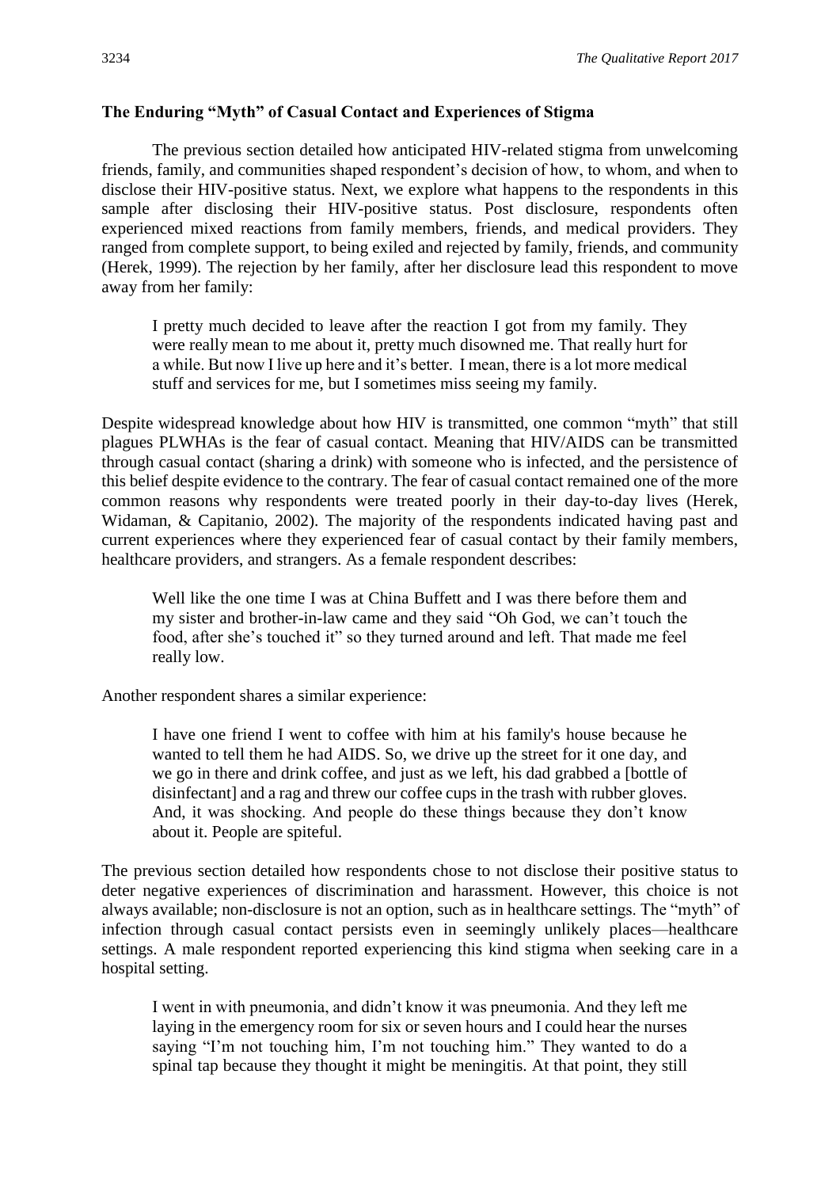**The Enduring "Myth" of Casual Contact and Experiences of Stigma**

The previous section detailed how anticipated HIV-related stigma from unwelcoming friends, family, and communities shaped respondent's decision of how, to whom, and when to disclose their HIV-positive status. Next, we explore what happens to the respondents in this sample after disclosing their HIV-positive status. Post disclosure, respondents often experienced mixed reactions from family members, friends, and medical providers. They ranged from complete support, to being exiled and rejected by family, friends, and community (Herek, 1999). The rejection by her family, after her disclosure lead this respondent to move away from her family:

> I pretty much decided to leave after the reaction I got from my family. They were really mean to me about it, pretty much disowned me. That really hurt for a while. But now I live up here and it's better. I mean, there is a lot more medical stuff and services for me, but I sometimes miss seeing my family.

Despite widespread knowledge about how HIV is transmitted, one common "myth" that still plagues PLWHAs is the fear of casual contact. Meaning that HIV/AIDS can be transmitted through casual contact (sharing a drink) with someone who is infected, and the persistence of this belief despite evidence to the contrary. The fear of casual contact remained one of the more common reasons why respondents were treated poorly in their day-to-day lives (Herek, Widaman, & Capitanio, 2002). The majority of the respondents indicated having past and current experiences where they experienced fear of casual contact by their family members, healthcare providers, and strangers. As a female respondent describes:

> Well like the one time I was at China Buffett and I was there before them and my sister and brother-in-law came and they said "Oh God, we can't touch the food, after she's touched it" so they turned around and left. That made me feel really low.

Another respondent shares a similar experience:

> I have one friend I went to coffee with him at his family's house because he wanted to tell them he had AIDS. So, we drive up the street for it one day, and we go in there and drink coffee, and just as we left, his dad grabbed a [bottle of disinfectant] and a rag and threw our coffee cups in the trash with rubber gloves. And, it was shocking. And people do these things because they don't know about it. People are spiteful.

The previous section detailed how respondents chose to not disclose their positive status to deter negative experiences of discrimination and harassment. However, this choice is not always available; non-disclosure is not an option, such as in healthcare settings. The "myth" of infection through casual contact persists even in seemingly unlikely places—healthcare settings. A male respondent reported experiencing this kind stigma when seeking care in a hospital setting.

> I went in with pneumonia, and didn't know it was pneumonia. And they left me laying in the emergency room for six or seven hours and I could hear the nurses saying "I'm not touching him, I'm not touching him." They wanted to do a spinal tap because they thought it might be meningitis. At that point, they still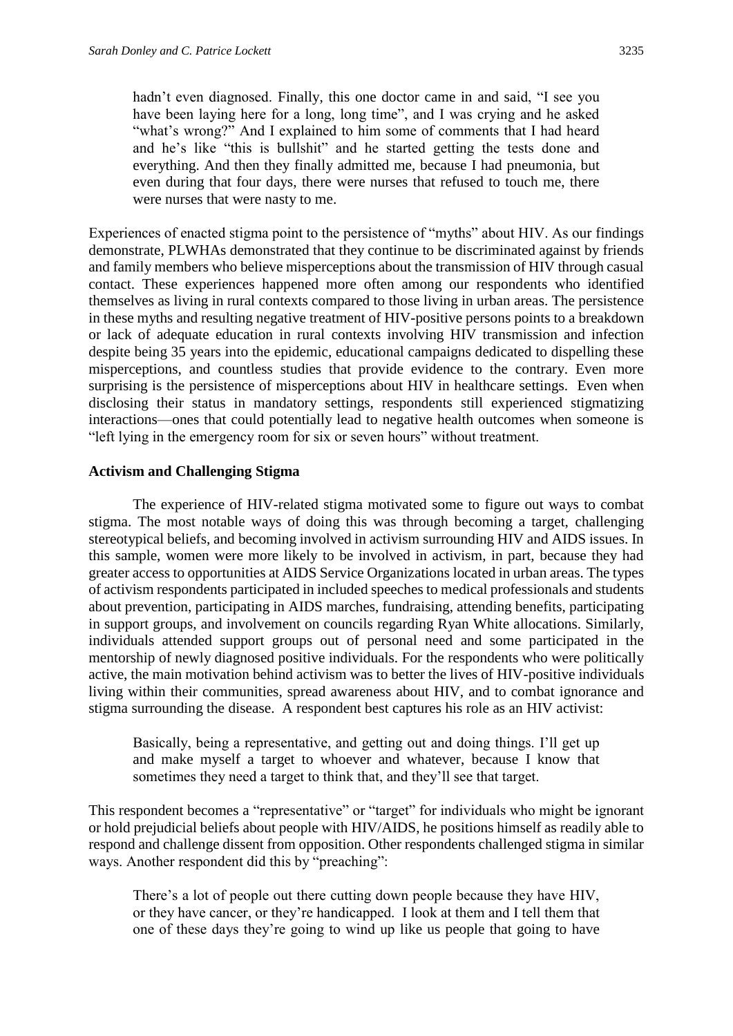> hadn't even diagnosed. Finally, this one doctor came in and said, "I see you have been laying here for a long, long time", and I was crying and he asked "what's wrong?" And I explained to him some of comments that I had heard and he's like "this is bullshit" and he started getting the tests done and everything. And then they finally admitted me, because I had pneumonia, but even during that four days, there were nurses that refused to touch me, there were nurses that were nasty to me.

Experiences of enacted stigma point to the persistence of "myths" about HIV. As our findings demonstrate, PLWHAs demonstrated that they continue to be discriminated against by friends and family members who believe misperceptions about the transmission of HIV through casual contact. These experiences happened more often among our respondents who identified themselves as living in rural contexts compared to those living in urban areas. The persistence in these myths and resulting negative treatment of HIV-positive persons points to a breakdown or lack of adequate education in rural contexts involving HIV transmission and infection despite being 35 years into the epidemic, educational campaigns dedicated to dispelling these misperceptions, and countless studies that provide evidence to the contrary. Even more surprising is the persistence of misperceptions about HIV in healthcare settings. Even when disclosing their status in mandatory settings, respondents still experienced stigmatizing interactions—ones that could potentially lead to negative health outcomes when someone is "left lying in the emergency room for six or seven hours" without treatment.

### Activism and Challenging Stigma

The experience of HIV-related stigma motivated some to figure out ways to combat stigma. The most notable ways of doing this was through becoming a target, challenging stereotypical beliefs, and becoming involved in activism surrounding HIV and AIDS issues. In this sample, women were more likely to be involved in activism, in part, because they had greater access to opportunities at AIDS Service Organizations located in urban areas. The types of activism respondents participated in included speeches to medical professionals and students about prevention, participating in AIDS marches, fundraising, attending benefits, participating in support groups, and involvement on councils regarding Ryan White allocations. Similarly, individuals attended support groups out of personal need and some participated in the mentorship of newly diagnosed positive individuals. For the respondents who were politically active, the main motivation behind activism was to better the lives of HIV-positive individuals living within their communities, spread awareness about HIV, and to combat ignorance and stigma surrounding the disease. A respondent best captures his role as an HIV activist:

> Basically, being a representative, and getting out and doing things. I'll get up and make myself a target to whoever and whatever, because I know that sometimes they need a target to think that, and they'll see that target.

This respondent becomes a "representative" or "target" for individuals who might be ignorant or hold prejudicial beliefs about people with HIV/AIDS, he positions himself as readily able to respond and challenge dissent from opposition. Other respondents challenged stigma in similar ways. Another respondent did this by "preaching":

> There's a lot of people out there cutting down people because they have HIV, or they have cancer, or they're handicapped. I look at them and I tell them that one of these days they're going to wind up like us people that going to have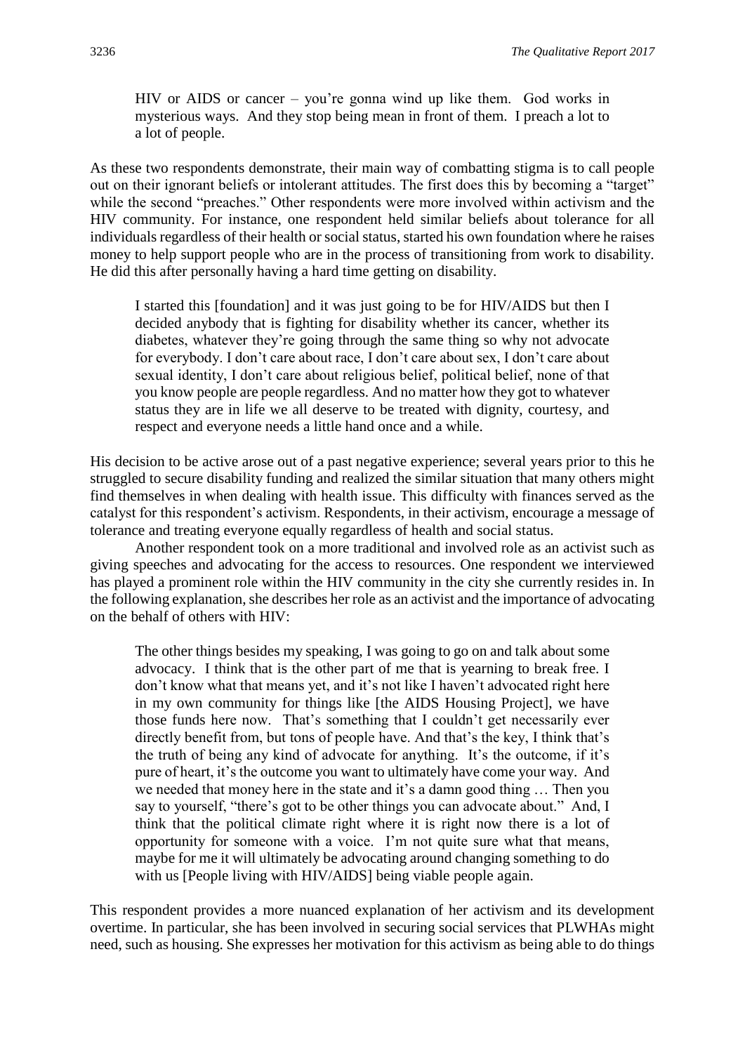> HIV or AIDS or cancer – you're gonna wind up like them. God works in mysterious ways. And they stop being mean in front of them. I preach a lot to a lot of people.

As these two respondents demonstrate, their main way of combatting stigma is to call people out on their ignorant beliefs or intolerant attitudes. The first does this by becoming a "target" while the second "preaches." Other respondents were more involved within activism and the HIV community. For instance, one respondent held similar beliefs about tolerance for all individuals regardless of their health or social status, started his own foundation where he raises money to help support people who are in the process of transitioning from work to disability. He did this after personally having a hard time getting on disability.

> I started this [foundation] and it was just going to be for HIV/AIDS but then I decided anybody that is fighting for disability whether its cancer, whether its diabetes, whatever they're going through the same thing so why not advocate for everybody. I don't care about race, I don't care about sex, I don't care about sexual identity, I don't care about religious belief, political belief, none of that you know people are people regardless. And no matter how they got to whatever status they are in life we all deserve to be treated with dignity, courtesy, and respect and everyone needs a little hand once and a while.

His decision to be active arose out of a past negative experience; several years prior to this he struggled to secure disability funding and realized the similar situation that many others might find themselves in when dealing with health issue. This difficulty with finances served as the catalyst for this respondent's activism. Respondents, in their activism, encourage a message of tolerance and treating everyone equally regardless of health and social status.

Another respondent took on a more traditional and involved role as an activist such as giving speeches and advocating for the access to resources. One respondent we interviewed has played a prominent role within the HIV community in the city she currently resides in. In the following explanation, she describes her role as an activist and the importance of advocating on the behalf of others with HIV:

> The other things besides my speaking, I was going to go on and talk about some advocacy. I think that is the other part of me that is yearning to break free. I don't know what that means yet, and it's not like I haven't advocated right here in my own community for things like [the AIDS Housing Project], we have those funds here now. That's something that I couldn't get necessarily ever directly benefit from, but tons of people have. And that's the key, I think that's the truth of being any kind of advocate for anything. It's the outcome, if it's pure of heart, it's the outcome you want to ultimately have come your way. And we needed that money here in the state and it's a damn good thing … Then you say to yourself, "there's got to be other things you can advocate about." And, I think that the political climate right where it is right now there is a lot of opportunity for someone with a voice. I'm not quite sure what that means, maybe for me it will ultimately be advocating around changing something to do with us [People living with HIV/AIDS] being viable people again.

This respondent provides a more nuanced explanation of her activism and its development overtime. In particular, she has been involved in securing social services that PLWHAs might need, such as housing. She expresses her motivation for this activism as being able to do things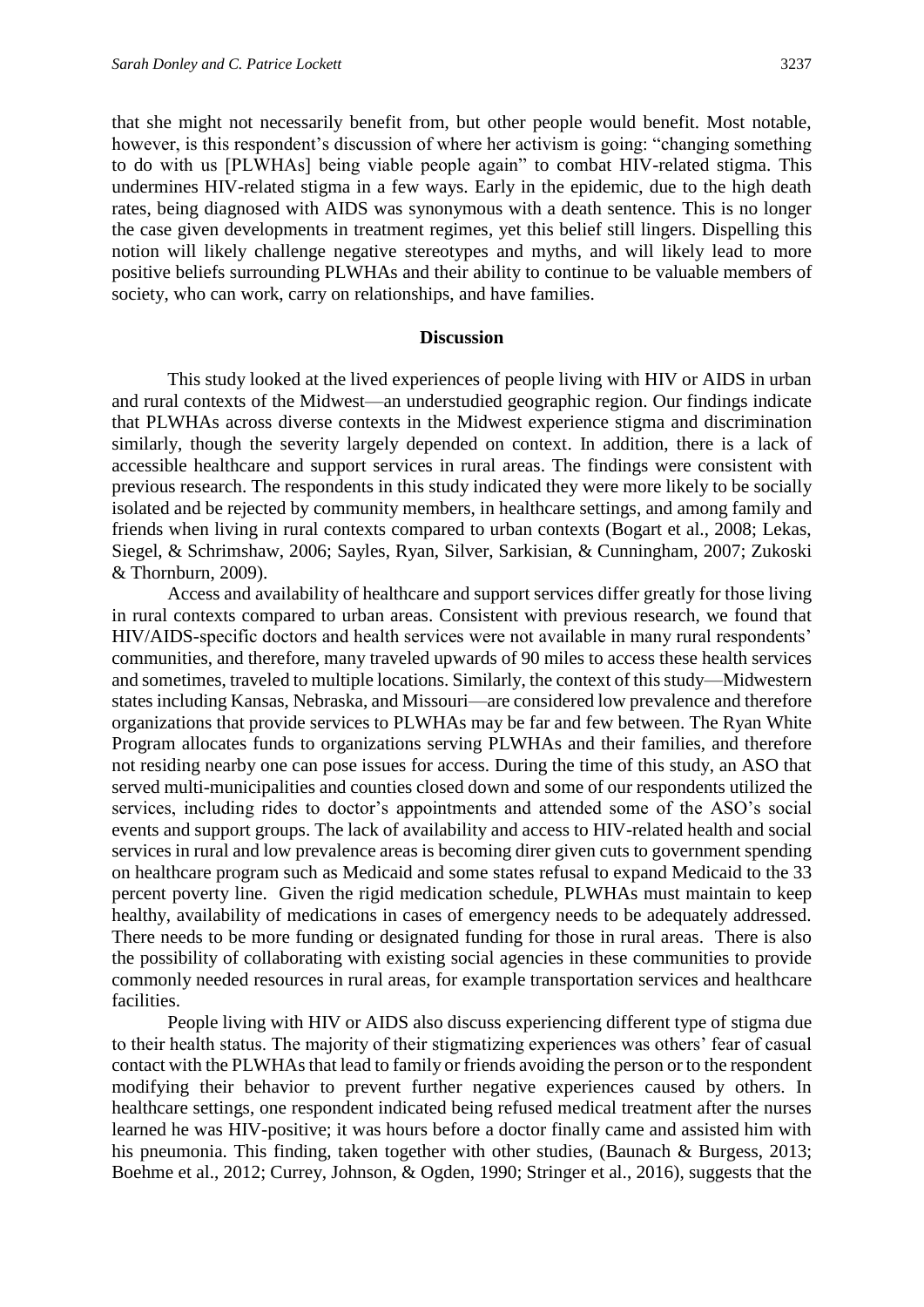that she might not necessarily benefit from, but other people would benefit. Most notable, however, is this respondent's discussion of where her activism is going: "changing something to do with us [PLWHAs] being viable people again" to combat HIV-related stigma. This undermines HIV-related stigma in a few ways. Early in the epidemic, due to the high death rates, being diagnosed with AIDS was synonymous with a death sentence. This is no longer the case given developments in treatment regimes, yet this belief still lingers. Dispelling this notion will likely challenge negative stereotypes and myths, and will likely lead to more positive beliefs surrounding PLWHAs and their ability to continue to be valuable members of society, who can work, carry on relationships, and have families.

## Discussion

This study looked at the lived experiences of people living with HIV or AIDS in urban and rural contexts of the Midwest—an understudied geographic region. Our findings indicate that PLWHAs across diverse contexts in the Midwest experience stigma and discrimination similarly, though the severity largely depended on context. In addition, there is a lack of accessible healthcare and support services in rural areas. The findings were consistent with previous research. The respondents in this study indicated they were more likely to be socially isolated and be rejected by community members, in healthcare settings, and among family and friends when living in rural contexts compared to urban contexts (Bogart et al., 2008; Lekas, Siegel, & Schrimshaw, 2006; Sayles, Ryan, Silver, Sarkisian, & Cunningham, 2007; Zukoski & Thornburn, 2009).

Access and availability of healthcare and support services differ greatly for those living in rural contexts compared to urban areas. Consistent with previous research, we found that HIV/AIDS-specific doctors and health services were not available in many rural respondents' communities, and therefore, many traveled upwards of 90 miles to access these health services and sometimes, traveled to multiple locations. Similarly, the context of this study—Midwestern states including Kansas, Nebraska, and Missouri—are considered low prevalence and therefore organizations that provide services to PLWHAs may be far and few between. The Ryan White Program allocates funds to organizations serving PLWHAs and their families, and therefore not residing nearby one can pose issues for access. During the time of this study, an ASO that served multi-municipalities and counties closed down and some of our respondents utilized the services, including rides to doctor's appointments and attended some of the ASO's social events and support groups. The lack of availability and access to HIV-related health and social services in rural and low prevalence areas is becoming direr given cuts to government spending on healthcare program such as Medicaid and some states refusal to expand Medicaid to the 33 percent poverty line. Given the rigid medication schedule, PLWHAs must maintain to keep healthy, availability of medications in cases of emergency needs to be adequately addressed. There needs to be more funding or designated funding for those in rural areas. There is also the possibility of collaborating with existing social agencies in these communities to provide commonly needed resources in rural areas, for example transportation services and healthcare facilities.

People living with HIV or AIDS also discuss experiencing different type of stigma due to their health status. The majority of their stigmatizing experiences was others' fear of casual contact with the PLWHAs that lead to family or friends avoiding the person or to the respondent modifying their behavior to prevent further negative experiences caused by others. In healthcare settings, one respondent indicated being refused medical treatment after the nurses learned he was HIV-positive; it was hours before a doctor finally came and assisted him with his pneumonia. This finding, taken together with other studies, (Baunach & Burgess, 2013; Boehme et al., 2012; Currey, Johnson, & Ogden, 1990; Stringer et al., 2016), suggests that the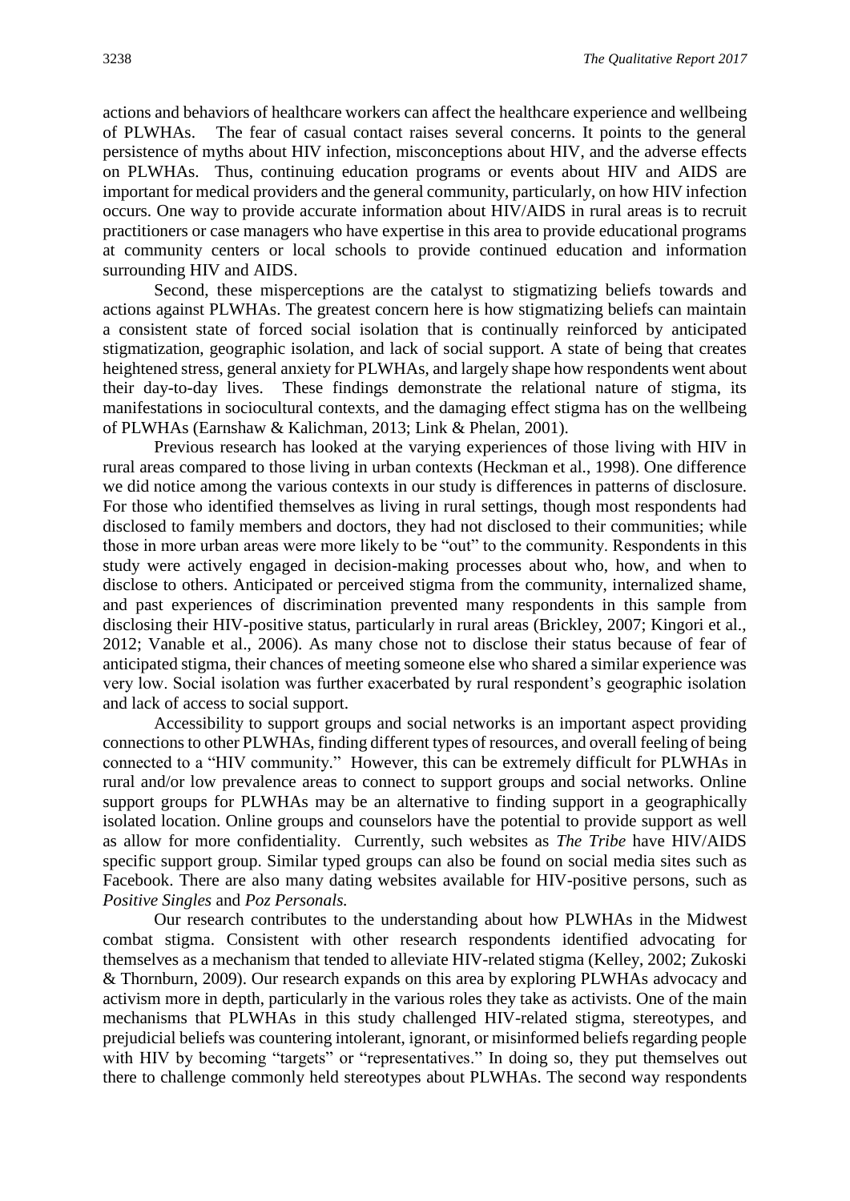actions and behaviors of healthcare workers can affect the healthcare experience and wellbeing of PLWHAs. The fear of casual contact raises several concerns. It points to the general persistence of myths about HIV infection, misconceptions about HIV, and the adverse effects on PLWHAs. Thus, continuing education programs or events about HIV and AIDS are important for medical providers and the general community, particularly, on how HIV infection occurs. One way to provide accurate information about HIV/AIDS in rural areas is to recruit practitioners or case managers who have expertise in this area to provide educational programs at community centers or local schools to provide continued education and information surrounding HIV and AIDS.

Second, these misperceptions are the catalyst to stigmatizing beliefs towards and actions against PLWHAs. The greatest concern here is how stigmatizing beliefs can maintain a consistent state of forced social isolation that is continually reinforced by anticipated stigmatization, geographic isolation, and lack of social support. A state of being that creates heightened stress, general anxiety for PLWHAs, and largely shape how respondents went about their day-to-day lives. These findings demonstrate the relational nature of stigma, its manifestations in sociocultural contexts, and the damaging effect stigma has on the wellbeing of PLWHAs (Earnshaw & Kalichman, 2013; Link & Phelan, 2001).

Previous research has looked at the varying experiences of those living with HIV in rural areas compared to those living in urban contexts (Heckman et al., 1998). One difference we did notice among the various contexts in our study is differences in patterns of disclosure. For those who identified themselves as living in rural settings, though most respondents had disclosed to family members and doctors, they had not disclosed to their communities; while those in more urban areas were more likely to be "out" to the community. Respondents in this study were actively engaged in decision-making processes about who, how, and when to disclose to others. Anticipated or perceived stigma from the community, internalized shame, and past experiences of discrimination prevented many respondents in this sample from disclosing their HIV-positive status, particularly in rural areas (Brickley, 2007; Kingori et al., 2012; Vanable et al., 2006). As many chose not to disclose their status because of fear of anticipated stigma, their chances of meeting someone else who shared a similar experience was very low. Social isolation was further exacerbated by rural respondent's geographic isolation and lack of access to social support.

Accessibility to support groups and social networks is an important aspect providing connections to other PLWHAs, finding different types of resources, and overall feeling of being connected to a "HIV community." However, this can be extremely difficult for PLWHAs in rural and/or low prevalence areas to connect to support groups and social networks. Online support groups for PLWHAs may be an alternative to finding support in a geographically isolated location. Online groups and counselors have the potential to provide support as well as allow for more confidentiality. Currently, such websites as *The Tribe* have HIV/AIDS specific support group. Similar typed groups can also be found on social media sites such as Facebook. There are also many dating websites available for HIV-positive persons, such as *Positive Singles* and *Poz Personals.*

Our research contributes to the understanding about how PLWHAs in the Midwest combat stigma. Consistent with other research respondents identified advocating for themselves as a mechanism that tended to alleviate HIV-related stigma (Kelley, 2002; Zukoski & Thornburn, 2009). Our research expands on this area by exploring PLWHAs advocacy and activism more in depth, particularly in the various roles they take as activists. One of the main mechanisms that PLWHAs in this study challenged HIV-related stigma, stereotypes, and prejudicial beliefs was countering intolerant, ignorant, or misinformed beliefs regarding people with HIV by becoming "targets" or "representatives." In doing so, they put themselves out there to challenge commonly held stereotypes about PLWHAs. The second way respondents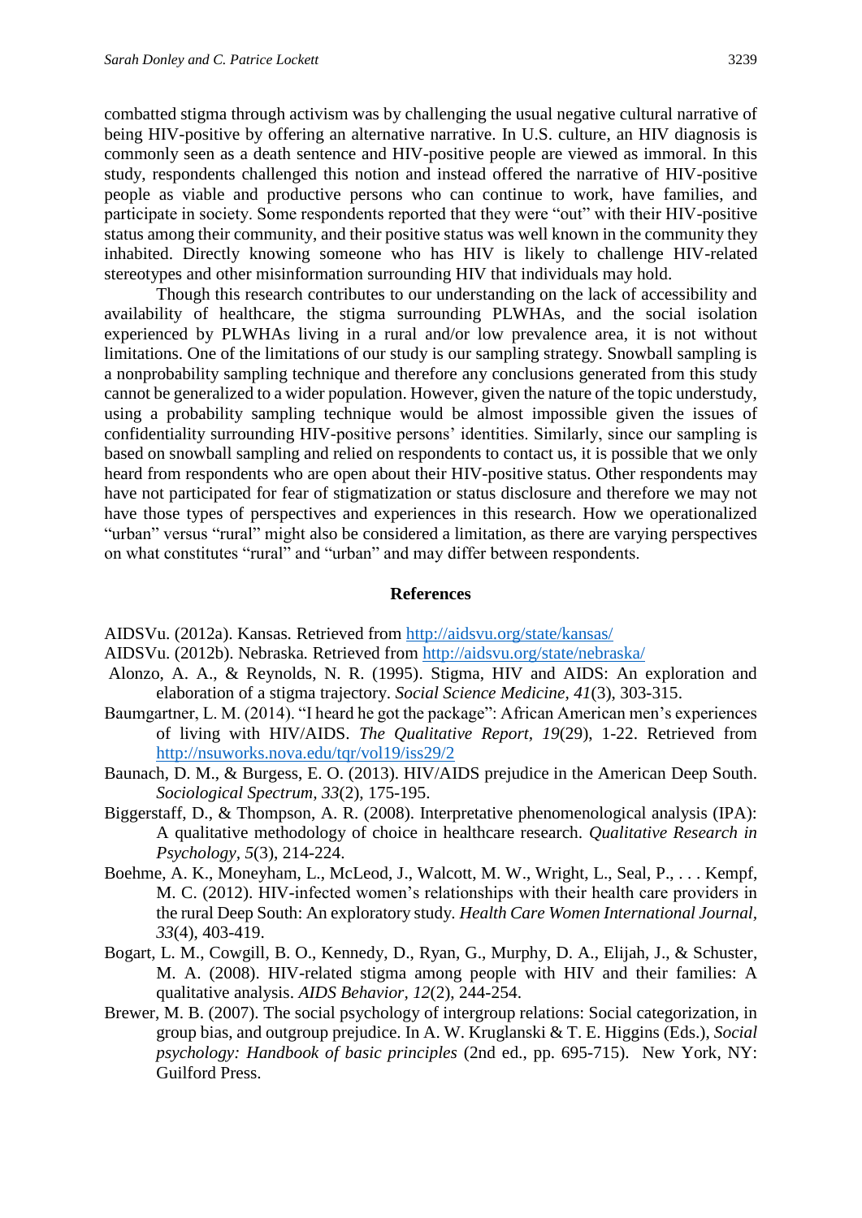combatted stigma through activism was by challenging the usual negative cultural narrative of being HIV-positive by offering an alternative narrative. In U.S. culture, an HIV diagnosis is commonly seen as a death sentence and HIV-positive people are viewed as immoral. In this study, respondents challenged this notion and instead offered the narrative of HIV-positive people as viable and productive persons who can continue to work, have families, and participate in society. Some respondents reported that they were "out" with their HIV-positive status among their community, and their positive status was well known in the community they inhabited. Directly knowing someone who has HIV is likely to challenge HIV-related stereotypes and other misinformation surrounding HIV that individuals may hold.

Though this research contributes to our understanding on the lack of accessibility and availability of healthcare, the stigma surrounding PLWHAs, and the social isolation experienced by PLWHAs living in a rural and/or low prevalence area, it is not without limitations. One of the limitations of our study is our sampling strategy. Snowball sampling is a nonprobability sampling technique and therefore any conclusions generated from this study cannot be generalized to a wider population. However, given the nature of the topic understudy, using a probability sampling technique would be almost impossible given the issues of confidentiality surrounding HIV-positive persons' identities. Similarly, since our sampling is based on snowball sampling and relied on respondents to contact us, it is possible that we only heard from respondents who are open about their HIV-positive status. Other respondents may have not participated for fear of stigmatization or status disclosure and therefore we may not have those types of perspectives and experiences in this research. How we operationalized "urban" versus "rural" might also be considered a limitation, as there are varying perspectives on what constitutes "rural" and "urban" and may differ between respondents.

## References

AIDSVu. (2012a). Kansas. Retrieved from http://aidsvu.org/state/kansas/

AIDSVu. (2012b). Nebraska. Retrieved from http://aidsvu.org/state/nebraska/

Alonzo, A. A., & Reynolds, N. R. (1995). Stigma, HIV and AIDS: An exploration and elaboration of a stigma trajectory. *Social Science Medicine, 41*(3), 303-315.

Baumgartner, L. M. (2014). "I heard he got the package": African American men's experiences of living with HIV/AIDS. *The Qualitative Report, 19*(29), 1-22. Retrieved from http://nsuworks.nova.edu/tqr/vol19/iss29/2

Baunach, D. M., & Burgess, E. O. (2013). HIV/AIDS prejudice in the American Deep South. *Sociological Spectrum, 33*(2), 175-195.

Biggerstaff, D., & Thompson, A. R. (2008). Interpretative phenomenological analysis (IPA): A qualitative methodology of choice in healthcare research. *Qualitative Research in Psychology, 5*(3), 214-224.

Boehme, A. K., Moneyham, L., McLeod, J., Walcott, M. W., Wright, L., Seal, P., . . . Kempf, M. C. (2012). HIV-infected women's relationships with their health care providers in the rural Deep South: An exploratory study. *Health Care Women International Journal, 33*(4), 403-419.

Bogart, L. M., Cowgill, B. O., Kennedy, D., Ryan, G., Murphy, D. A., Elijah, J., & Schuster, M. A. (2008). HIV-related stigma among people with HIV and their families: A qualitative analysis. *AIDS Behavior, 12*(2), 244-254.

Brewer, M. B. (2007). The social psychology of intergroup relations: Social categorization, in group bias, and outgroup prejudice. In A. W. Kruglanski & T. E. Higgins (Eds.), *Social psychology: Handbook of basic principles* (2nd ed., pp. 695-715). New York, NY: Guilford Press.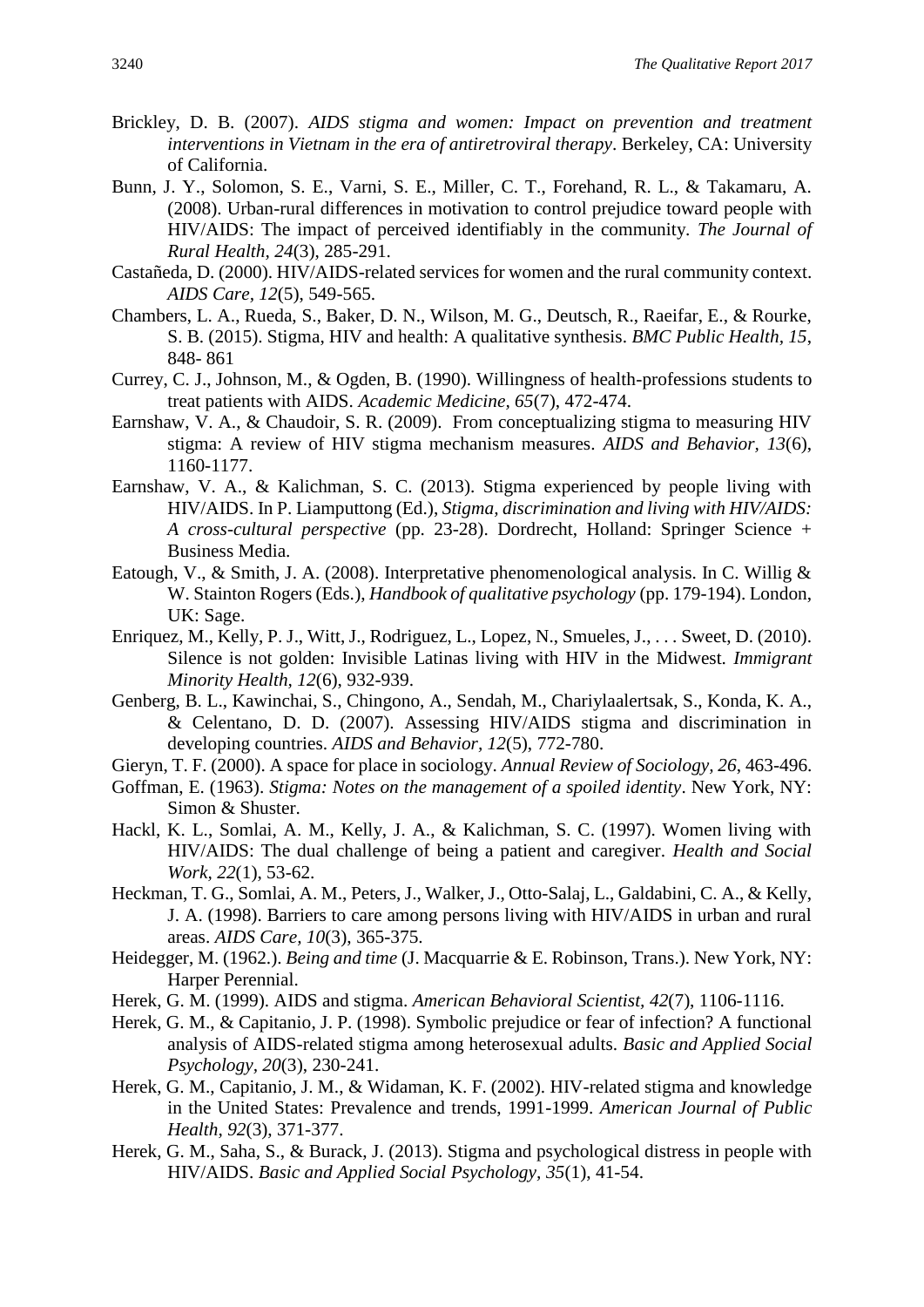Brickley, D. B. (2007). *AIDS stigma and women: Impact on prevention and treatment interventions in Vietnam in the era of antiretroviral therapy*. Berkeley, CA: University of California.

Bunn, J. Y., Solomon, S. E., Varni, S. E., Miller, C. T., Forehand, R. L., & Takamaru, A. (2008). Urban-rural differences in motivation to control prejudice toward people with HIV/AIDS: The impact of perceived identifiably in the community. *The Journal of Rural Health, 24*(3), 285-291.

Castañeda, D. (2000). HIV/AIDS-related services for women and the rural community context. *AIDS Care, 12*(5), 549-565.

Chambers, L. A., Rueda, S., Baker, D. N., Wilson, M. G., Deutsch, R., Raeifar, E., & Rourke, S. B. (2015). Stigma, HIV and health: A qualitative synthesis. *BMC Public Health, 15*, 848- 861

Currey, C. J., Johnson, M., & Ogden, B. (1990). Willingness of health-professions students to treat patients with AIDS. *Academic Medicine, 65*(7), 472-474.

Earnshaw, V. A., & Chaudoir, S. R. (2009). From conceptualizing stigma to measuring HIV stigma: A review of HIV stigma mechanism measures. *AIDS and Behavior, 13*(6), 1160-1177.

Earnshaw, V. A., & Kalichman, S. C. (2013). Stigma experienced by people living with HIV/AIDS. In P. Liamputtong (Ed.), *Stigma, discrimination and living with HIV/AIDS: A cross-cultural perspective* (pp. 23-28). Dordrecht, Holland: Springer Science + Business Media.

Eatough, V., & Smith, J. A. (2008). Interpretative phenomenological analysis. In C. Willig & W. Stainton Rogers (Eds.), *Handbook of qualitative psychology* (pp. 179-194). London, UK: Sage.

Enriquez, M., Kelly, P. J., Witt, J., Rodriguez, L., Lopez, N., Smueles, J., . . . Sweet, D. (2010). Silence is not golden: Invisible Latinas living with HIV in the Midwest. *Immigrant Minority Health, 12*(6), 932-939.

Genberg, B. L., Kawinchai, S., Chingono, A., Sendah, M., Chariylaalertsak, S., Konda, K. A., & Celentano, D. D. (2007). Assessing HIV/AIDS stigma and discrimination in developing countries. *AIDS and Behavior, 12*(5), 772-780.

Gieryn, T. F. (2000). A space for place in sociology. *Annual Review of Sociology, 26*, 463-496.

Goffman, E. (1963). *Stigma: Notes on the management of a spoiled identity*. New York, NY: Simon & Shuster.

Hackl, K. L., Somlai, A. M., Kelly, J. A., & Kalichman, S. C. (1997). Women living with HIV/AIDS: The dual challenge of being a patient and caregiver. *Health and Social Work, 22*(1), 53-62.

Heckman, T. G., Somlai, A. M., Peters, J., Walker, J., Otto-Salaj, L., Galdabini, C. A., & Kelly, J. A. (1998). Barriers to care among persons living with HIV/AIDS in urban and rural areas. *AIDS Care, 10*(3), 365-375.

Heidegger, M. (1962.). *Being and time* (J. Macquarrie & E. Robinson, Trans.). New York, NY: Harper Perennial.

Herek, G. M. (1999). AIDS and stigma. *American Behavioral Scientist, 42*(7), 1106-1116.

Herek, G. M., & Capitanio, J. P. (1998). Symbolic prejudice or fear of infection? A functional analysis of AIDS-related stigma among heterosexual adults. *Basic and Applied Social Psychology, 20*(3), 230-241.

Herek, G. M., Capitanio, J. M., & Widaman, K. F. (2002). HIV-related stigma and knowledge in the United States: Prevalence and trends, 1991-1999. *American Journal of Public Health, 92*(3), 371-377.

Herek, G. M., Saha, S., & Burack, J. (2013). Stigma and psychological distress in people with HIV/AIDS. *Basic and Applied Social Psychology, 35*(1), 41-54.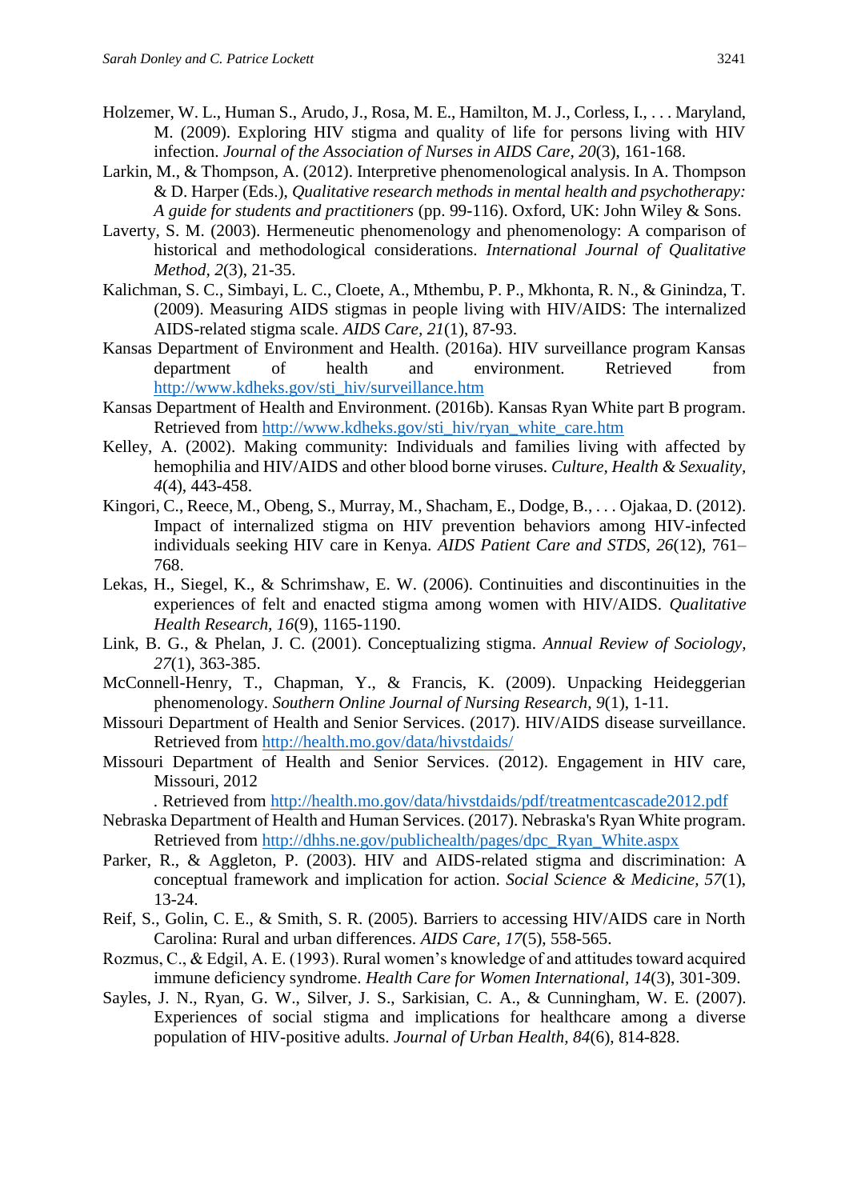Holzemer, W. L., Human S., Arudo, J., Rosa, M. E., Hamilton, M. J., Corless, I., . . . Maryland, M. (2009). Exploring HIV stigma and quality of life for persons living with HIV infection. *Journal of the Association of Nurses in AIDS Care*, *20*(3), 161-168.

Larkin, M., & Thompson, A. (2012). Interpretive phenomenological analysis. In A. Thompson & D. Harper (Eds.), *Qualitative research methods in mental health and psychotherapy: A guide for students and practitioners* (pp. 99-116). Oxford, UK: John Wiley & Sons.

Laverty, S. M. (2003). Hermeneutic phenomenology and phenomenology: A comparison of historical and methodological considerations. *International Journal of Qualitative Method, 2*(3), 21-35.

Kalichman, S. C., Simbayi, L. C., Cloete, A., Mthembu, P. P., Mkhonta, R. N., & Ginindza, T. (2009). Measuring AIDS stigmas in people living with HIV/AIDS: The internalized AIDS-related stigma scale. *AIDS Care*, *21*(1), 87-93.

Kansas Department of Environment and Health. (2016a). HIV surveillance program Kansas department of health and environment. Retrieved from http://www.kdheks.gov/sti_hiv/surveillance.htm

Kansas Department of Health and Environment. (2016b). Kansas Ryan White part B program. Retrieved from http://www.kdheks.gov/sti_hiv/ryan_white_care.htm

Kelley, A. (2002). Making community: Individuals and families living with affected by hemophilia and HIV/AIDS and other blood borne viruses. *Culture, Health & Sexuality, 4*(4), 443-458.

Kingori, C., Reece, M., Obeng, S., Murray, M., Shacham, E., Dodge, B., . . . Ojakaa, D. (2012). Impact of internalized stigma on HIV prevention behaviors among HIV-infected individuals seeking HIV care in Kenya. *AIDS Patient Care and STDS*, *26*(12), 761–768.

Lekas, H., Siegel, K., & Schrimshaw, E. W. (2006). Continuities and discontinuities in the experiences of felt and enacted stigma among women with HIV/AIDS. *Qualitative Health Research, 16*(9), 1165-1190.

Link, B. G., & Phelan, J. C. (2001). Conceptualizing stigma. *Annual Review of Sociology, 27*(1), 363-385.

McConnell-Henry, T., Chapman, Y., & Francis, K. (2009). Unpacking Heideggerian phenomenology. *Southern Online Journal of Nursing Research, 9*(1), 1-11.

Missouri Department of Health and Senior Services. (2017). HIV/AIDS disease surveillance. Retrieved from http://health.mo.gov/data/hivstdaids/

Missouri Department of Health and Senior Services. (2012). Engagement in HIV care, Missouri, 2012 . Retrieved from http://health.mo.gov/data/hivstdaids/pdf/treatmentcascade2012.pdf

Nebraska Department of Health and Human Services. (2017). Nebraska's Ryan White program. Retrieved from http://dhhs.ne.gov/publichealth/pages/dpc_Ryan_White.aspx

Parker, R., & Aggleton, P. (2003). HIV and AIDS-related stigma and discrimination: A conceptual framework and implication for action. *Social Science & Medicine, 57*(1), 13-24.

Reif, S., Golin, C. E., & Smith, S. R. (2005). Barriers to accessing HIV/AIDS care in North Carolina: Rural and urban differences. *AIDS Care, 17*(5), 558-565.

Rozmus, C., & Edgil, A. E. (1993). Rural women's knowledge of and attitudes toward acquired immune deficiency syndrome. *Health Care for Women International*, *14*(3), 301-309.

Sayles, J. N., Ryan, G. W., Silver, J. S., Sarkisian, C. A., & Cunningham, W. E. (2007). Experiences of social stigma and implications for healthcare among a diverse population of HIV-positive adults. *Journal of Urban Health, 84*(6), 814-828.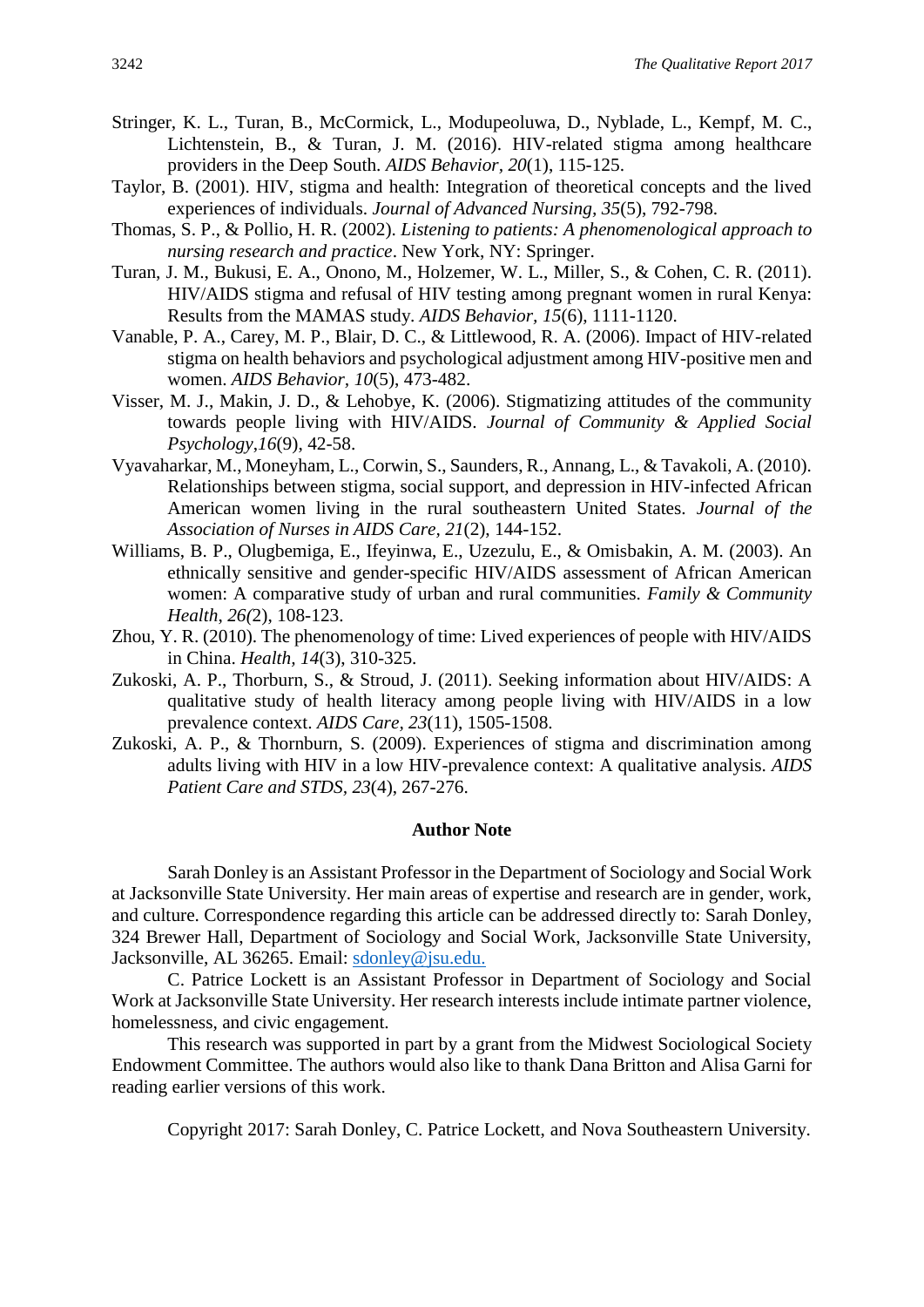Stringer, K. L., Turan, B., McCormick, L., Modupeoluwa, D., Nyblade, L., Kempf, M. C., Lichtenstein, B., & Turan, J. M. (2016). HIV-related stigma among healthcare providers in the Deep South. *AIDS Behavior, 20*(1), 115-125.

Taylor, B. (2001). HIV, stigma and health: Integration of theoretical concepts and the lived experiences of individuals. *Journal of Advanced Nursing, 35*(5), 792-798.

Thomas, S. P., & Pollio, H. R. (2002). *Listening to patients: A phenomenological approach to nursing research and practice*. New York, NY: Springer.

Turan, J. M., Bukusi, E. A., Onono, M., Holzemer, W. L., Miller, S., & Cohen, C. R. (2011). HIV/AIDS stigma and refusal of HIV testing among pregnant women in rural Kenya: Results from the MAMAS study. *AIDS Behavior, 15*(6), 1111-1120.

Vanable, P. A., Carey, M. P., Blair, D. C., & Littlewood, R. A. (2006). Impact of HIV-related stigma on health behaviors and psychological adjustment among HIV-positive men and women. *AIDS Behavior, 10*(5), 473-482.

Visser, M. J., Makin, J. D., & Lehobye, K. (2006). Stigmatizing attitudes of the community towards people living with HIV/AIDS. *Journal of Community & Applied Social Psychology,16*(9), 42-58.

Vyavaharkar, M., Moneyham, L., Corwin, S., Saunders, R., Annang, L., & Tavakoli, A. (2010). Relationships between stigma, social support, and depression in HIV-infected African American women living in the rural southeastern United States. *Journal of the Association of Nurses in AIDS Care, 21*(2), 144-152.

Williams, B. P., Olugbemiga, E., Ifeyinwa, E., Uzezulu, E., & Omisbakin, A. M. (2003). An ethnically sensitive and gender-specific HIV/AIDS assessment of African American women: A comparative study of urban and rural communities. *Family & Community Health, 26(*2), 108-123.

Zhou, Y. R. (2010). The phenomenology of time: Lived experiences of people with HIV/AIDS in China. *Health, 14*(3), 310-325.

Zukoski, A. P., Thorburn, S., & Stroud, J. (2011). Seeking information about HIV/AIDS: A qualitative study of health literacy among people living with HIV/AIDS in a low prevalence context. *AIDS Care, 23*(11), 1505-1508.

Zukoski, A. P., & Thornburn, S. (2009). Experiences of stigma and discrimination among adults living with HIV in a low HIV-prevalence context: A qualitative analysis. *AIDS Patient Care and STDS, 23*(4), 267-276.

## Author Note

Sarah Donley is an Assistant Professor in the Department of Sociology and Social Work at Jacksonville State University. Her main areas of expertise and research are in gender, work, and culture. Correspondence regarding this article can be addressed directly to: Sarah Donley, 324 Brewer Hall, Department of Sociology and Social Work, Jacksonville State University, Jacksonville, AL 36265. Email: sdonley@jsu.edu.

C. Patrice Lockett is an Assistant Professor in Department of Sociology and Social Work at Jacksonville State University. Her research interests include intimate partner violence, homelessness, and civic engagement.

This research was supported in part by a grant from the Midwest Sociological Society Endowment Committee. The authors would also like to thank Dana Britton and Alisa Garni for reading earlier versions of this work.

Copyright 2017: Sarah Donley, C. Patrice Lockett, and Nova Southeastern University.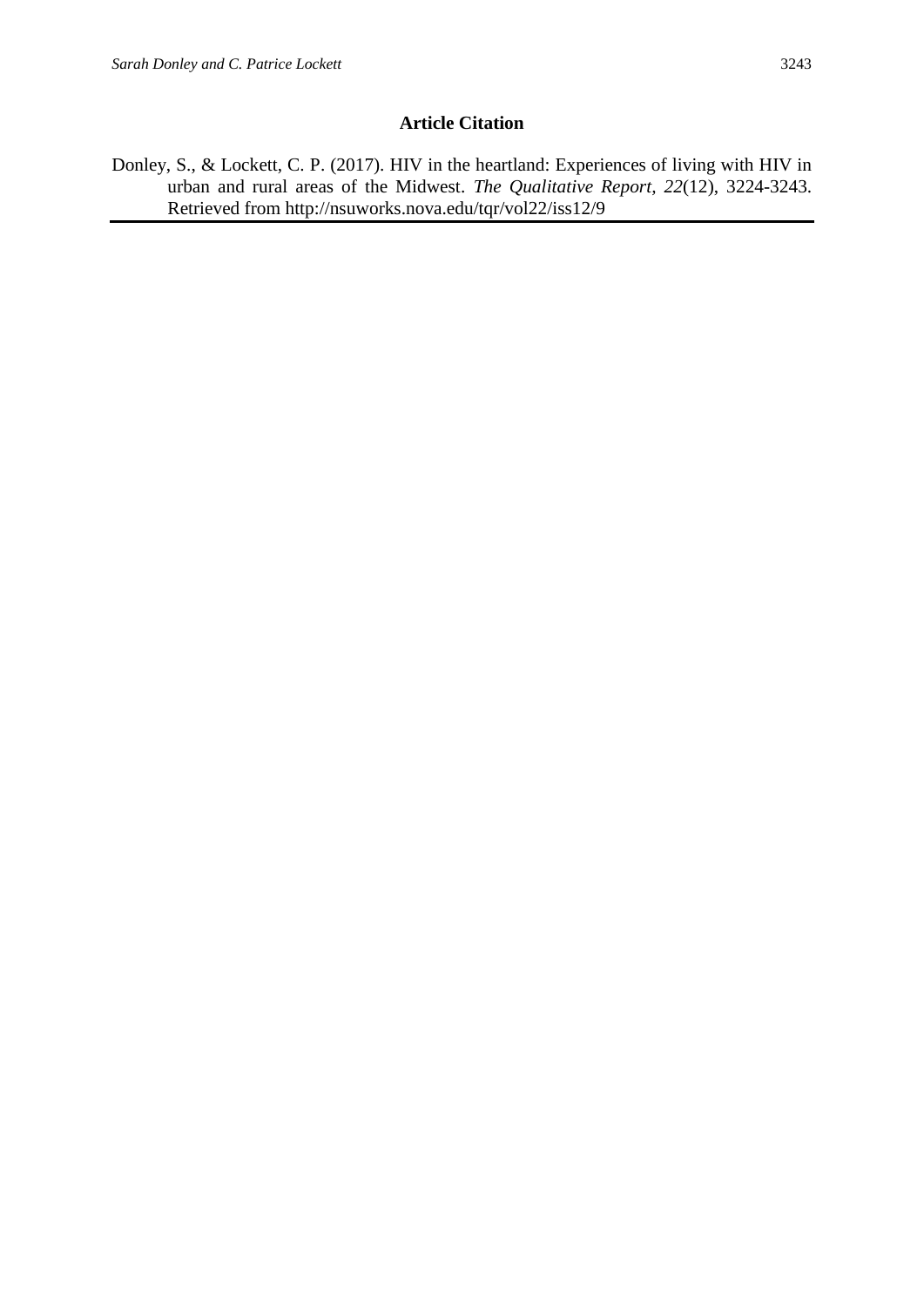## Article Citation

Donley, S., & Lockett, C. P. (2017). HIV in the heartland: Experiences of living with HIV in urban and rural areas of the Midwest. *The Qualitative Report, 22*(12), 3224-3243. Retrieved from http://nsuworks.nova.edu/tqr/vol22/iss12/9